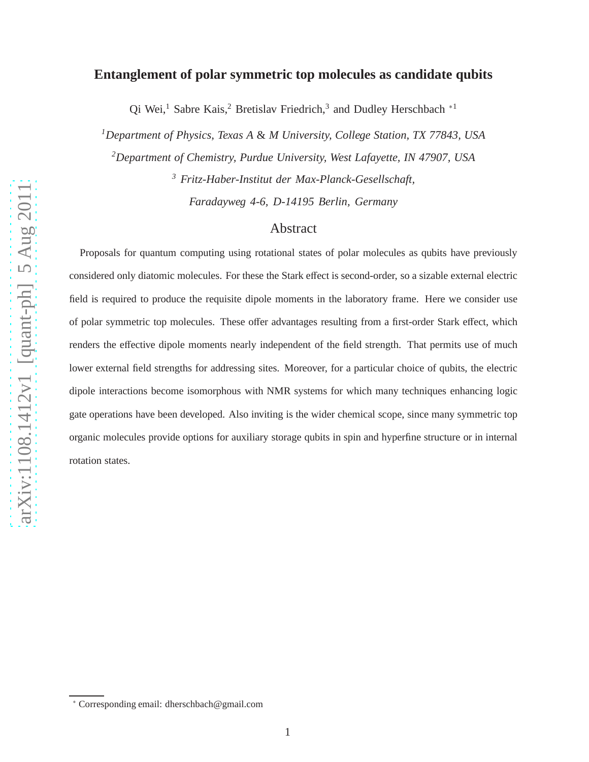# Entanglement of polar symmetric top molecules as candidate qubits

Qi Wei,[1] Sabre Kais,[2] Bretislav Friedrich,[3] and Dudley Herschbach [*1]

[1] *Department of Physics, Texas A & M University, College Station, TX 77843, USA*

[2] *Department of Chemistry, Purdue University, West Lafayette, IN 47907, USA*

[3] *Fritz-Haber-Institut der Max-Planck-Gesellschaft, Faradayweg 4-6, D-14195 Berlin, Germany*

## Abstract

Proposals for quantum computing using rotational states of polar molecules as qubits have previously considered only diatomic molecules. For these the Stark effect is second-order, so a sizable external electric field is required to produce the requisite dipole moments in the laboratory frame. Here we consider use of polar symmetric top molecules. These offer advantages resulting from a first-order Stark effect, which renders the effective dipole moments nearly independent of the field strength. That permits use of much lower external field strengths for addressing sites. Moreover, for a particular choice of qubits, the electric dipole interactions become isomorphous with NMR systems for which many techniques enhancing logic gate operations have been developed. Also inviting is the wider chemical scope, since many symmetric top organic molecules provide options for auxiliary storage qubits in spin and hyperfine structure or in internal rotation states.

[*] Corresponding email: dherschbach@gmail.com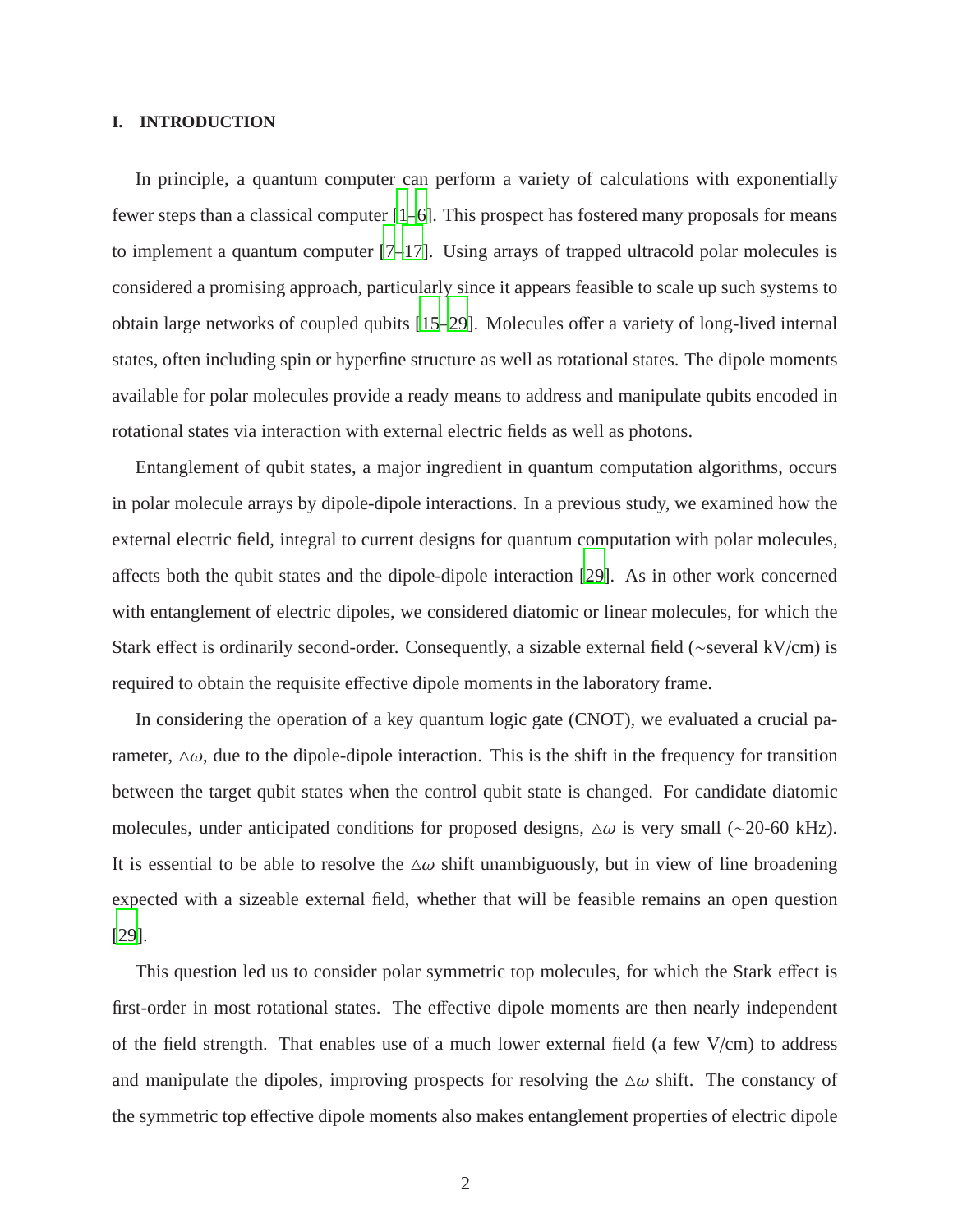## I. INTRODUCTION

In principle, a quantum computer can perform a variety of calculations with exponentially fewer steps than a classical computer [1–6]. This prospect has fostered many proposals for means to implement a quantum computer [7–17]. Using arrays of trapped ultracold polar molecules is considered a promising approach, particularly since it appears feasible to scale up such systems to obtain large networks of coupled qubits [15–29]. Molecules offer a variety of long-lived internal states, often including spin or hyperfine structure as well as rotational states. The dipole moments available for polar molecules provide a ready means to address and manipulate qubits encoded in rotational states via interaction with external electric fields as well as photons.

Entanglement of qubit states, a major ingredient in quantum computation algorithms, occurs in polar molecule arrays by dipole-dipole interactions. In a previous study, we examined how the external electric field, integral to current designs for quantum computation with polar molecules, affects both the qubit states and the dipole-dipole interaction [29]. As in other work concerned with entanglement of electric dipoles, we considered diatomic or linear molecules, for which the Stark effect is ordinarily second-order. Consequently, a sizable external field (~several kV/cm) is required to obtain the requisite effective dipole moments in the laboratory frame.

In considering the operation of a key quantum logic gate (CNOT), we evaluated a crucial parameter, $\triangle\omega$, due to the dipole-dipole interaction. This is the shift in the frequency for transition between the target qubit states when the control qubit state is changed. For candidate diatomic molecules, under anticipated conditions for proposed designs, $\triangle\omega$ is very small (~20-60 kHz). It is essential to be able to resolve the $\triangle\omega$ shift unambiguously, but in view of line broadening expected with a sizeable external field, whether that will be feasible remains an open question [29].

This question led us to consider polar symmetric top molecules, for which the Stark effect is first-order in most rotational states. The effective dipole moments are then nearly independent of the field strength. That enables use of a much lower external field (a few V/cm) to address and manipulate the dipoles, improving prospects for resolving the $\triangle\omega$ shift. The constancy of the symmetric top effective dipole moments also makes entanglement properties of electric dipole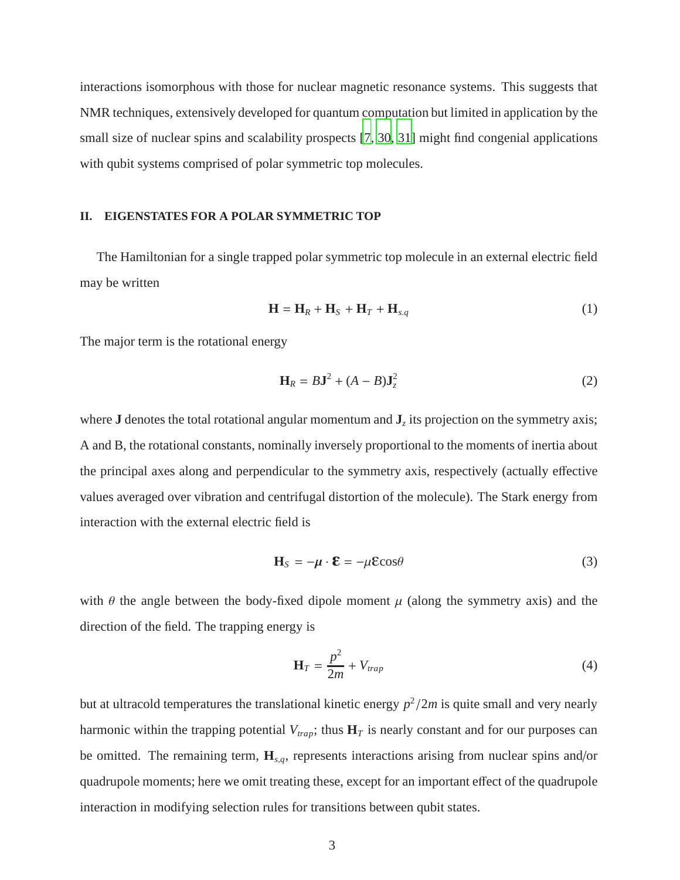interactions isomorphous with those for nuclear magnetic resonance systems. This suggests that NMR techniques, extensively developed for quantum computation but limited in application by the small size of nuclear spins and scalability prospects [7, 30, 31] might find congenial applications with qubit systems comprised of polar symmetric top molecules.

## II. EIGENSTATES FOR A POLAR SYMMETRIC TOP

The Hamiltonian for a single trapped polar symmetric top molecule in an external electric field may be written

$$\mathbf{H} = \mathbf{H}_R + \mathbf{H}_S + \mathbf{H}_T + \mathbf{H}_{s.q} \tag{1}$$

The major term is the rotational energy

$$\mathbf{H}_R = B\mathbf{J}^2 + (A - B)\mathbf{J}_z^2 \tag{2}$$

where $\mathbf{J}$ denotes the total rotational angular momentum and $\mathbf{J}_z$ its projection on the symmetry axis; A and B, the rotational constants, nominally inversely proportional to the moments of inertia about the principal axes along and perpendicular to the symmetry axis, respectively (actually effective values averaged over vibration and centrifugal distortion of the molecule). The Stark energy from interaction with the external electric field is

$$\mathbf{H}_S = -\boldsymbol{\mu} \cdot \boldsymbol{\mathcal{E}} = -\mu\mathcal{E}\cos\theta \tag{3}$$

with $\theta$ the angle between the body-fixed dipole moment $\mu$ (along the symmetry axis) and the direction of the field. The trapping energy is

$$\mathbf{H}_T = \frac{p^2}{2m} + V_{trap} \tag{4}$$

but at ultracold temperatures the translational kinetic energy $p^2/2m$ is quite small and very nearly harmonic within the trapping potential $V_{trap}$; thus $\mathbf{H}_T$ is nearly constant and for our purposes can be omitted. The remaining term, $\mathbf{H}_{s,q}$, represents interactions arising from nuclear spins and/or quadrupole moments; here we omit treating these, except for an important effect of the quadrupole interaction in modifying selection rules for transitions between qubit states.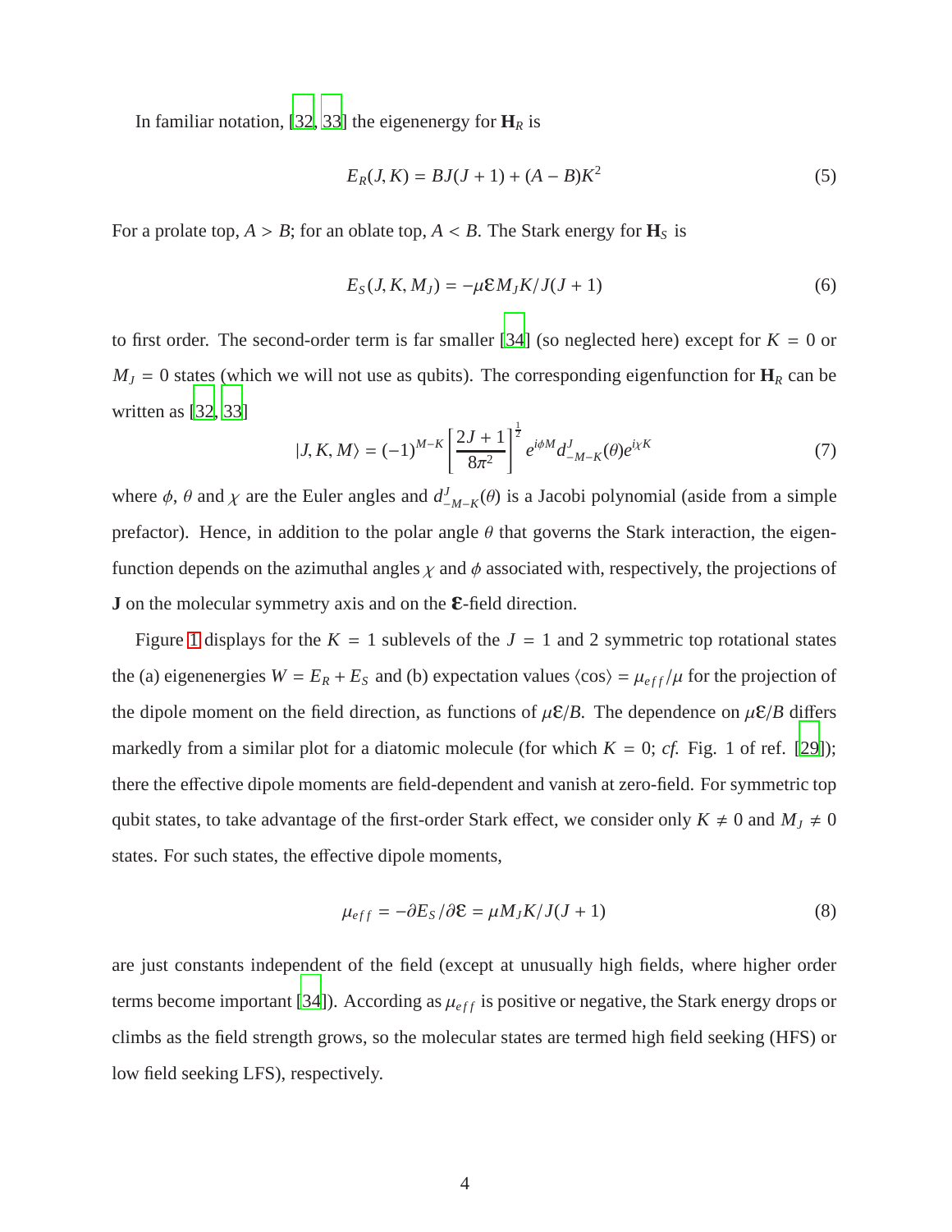In familiar notation, [32, 33] the eigenenergy for $\mathbf{H}_R$ is

$$E_R(J,K) = BJ(J+1) + (A-B)K^2 \tag{5}$$

For a prolate top, $A > B$; for an oblate top, $A < B$. The Stark energy for $\mathbf{H}_S$ is

$$E_S(J,K,M_J) = -\mu\mathcal{E}M_J K/J(J+1) \tag{6}$$

to first order. The second-order term is far smaller [34] (so neglected here) except for $K = 0$ or $M_J = 0$ states (which we will not use as qubits). The corresponding eigenfunction for $\mathbf{H}_R$ can be written as [32, 33]

$$|J,K,M\rangle = (-1)^{M-K}\left[\frac{2J+1}{8\pi^2}\right]^{\frac{1}{2}} e^{i\phi M} d^J_{-M-K}(\theta) e^{i\chi K} \tag{7}$$

where $\phi$, $\theta$ and $\chi$ are the Euler angles and $d^J_{-M-K}(\theta)$ is a Jacobi polynomial (aside from a simple prefactor). Hence, in addition to the polar angle $\theta$ that governs the Stark interaction, the eigenfunction depends on the azimuthal angles $\chi$ and $\phi$ associated with, respectively, the projections of $\mathbf{J}$ on the molecular symmetry axis and on the $\mathcal{E}$-field direction.

Figure 1 displays for the $K = 1$ sublevels of the $J = 1$ and 2 symmetric top rotational states the (a) eigenenergies $W = E_R + E_S$ and (b) expectation values $\langle\cos\rangle = \mu_{eff}/\mu$ for the projection of the dipole moment on the field direction, as functions of $\mu\mathcal{E}/B$. The dependence on $\mu\mathcal{E}/B$ differs markedly from a similar plot for a diatomic molecule (for which $K = 0$; *cf.* Fig. 1 of ref. [29]); there the effective dipole moments are field-dependent and vanish at zero-field. For symmetric top qubit states, to take advantage of the first-order Stark effect, we consider only $K \neq 0$ and $M_J \neq 0$ states. For such states, the effective dipole moments,

$$\mu_{eff} = -\partial E_S/\partial\mathcal{E} = \mu M_J K/J(J+1) \tag{8}$$

are just constants independent of the field (except at unusually high fields, where higher order terms become important [34]). According as $\mu_{eff}$ is positive or negative, the Stark energy drops or climbs as the field strength grows, so the molecular states are termed high field seeking (HFS) or low field seeking LFS), respectively.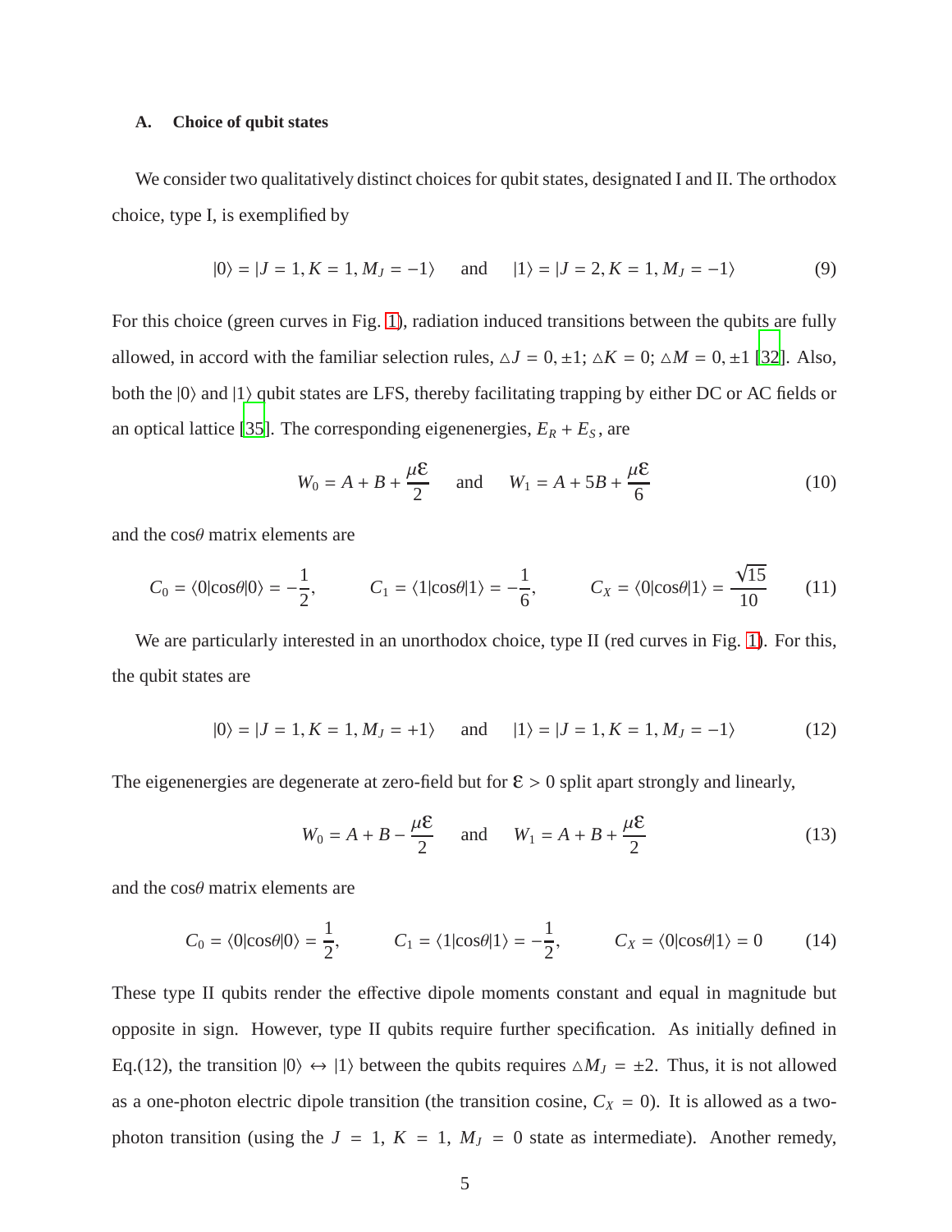### A. Choice of qubit states

We consider two qualitatively distinct choices for qubit states, designated I and II. The orthodox choice, type I, is exemplified by

$$|0\rangle = |J = 1, K = 1, M_J = -1\rangle \quad \text{and} \quad |1\rangle = |J = 2, K = 1, M_J = -1\rangle \tag{9}$$

For this choice (green curves in Fig. 1), radiation induced transitions between the qubits are fully allowed, in accord with the familiar selection rules, $\triangle J = 0, \pm 1$; $\triangle K = 0$; $\triangle M = 0, \pm 1$ [32]. Also, both the $|0\rangle$ and $|1\rangle$ qubit states are LFS, thereby facilitating trapping by either DC or AC fields or an optical lattice [35]. The corresponding eigenenergies, $E_R + E_S$, are

$$W_0 = A + B + \frac{\mu\mathcal{E}}{2} \quad \text{and} \quad W_1 = A + 5B + \frac{\mu\mathcal{E}}{6} \tag{10}$$

and the $\cos\theta$ matrix elements are

$$C_0 = \langle 0|\cos\theta|0\rangle = -\frac{1}{2}, \qquad C_1 = \langle 1|\cos\theta|1\rangle = -\frac{1}{6}, \qquad C_X = \langle 0|\cos\theta|1\rangle = \frac{\sqrt{15}}{10} \tag{11}$$

We are particularly interested in an unorthodox choice, type II (red curves in Fig. 1). For this, the qubit states are

$$|0\rangle = |J = 1, K = 1, M_J = +1\rangle \quad \text{and} \quad |1\rangle = |J = 1, K = 1, M_J = -1\rangle \tag{12}$$

The eigenenergies are degenerate at zero-field but for $\mathcal{E} > 0$ split apart strongly and linearly,

$$W_0 = A + B - \frac{\mu\mathcal{E}}{2} \quad \text{and} \quad W_1 = A + B + \frac{\mu\mathcal{E}}{2} \tag{13}$$

and the $\cos\theta$ matrix elements are

$$C_0 = \langle 0|\cos\theta|0\rangle = \frac{1}{2}, \qquad C_1 = \langle 1|\cos\theta|1\rangle = -\frac{1}{2}, \qquad C_X = \langle 0|\cos\theta|1\rangle = 0 \tag{14}$$

These type II qubits render the effective dipole moments constant and equal in magnitude but opposite in sign. However, type II qubits require further specification. As initially defined in Eq.(12), the transition $|0\rangle \leftrightarrow |1\rangle$ between the qubits requires $\triangle M_J = \pm 2$. Thus, it is not allowed as a one-photon electric dipole transition (the transition cosine, $C_X = 0$). It is allowed as a two-photon transition (using the $J = 1$, $K = 1$, $M_J = 0$ state as intermediate). Another remedy,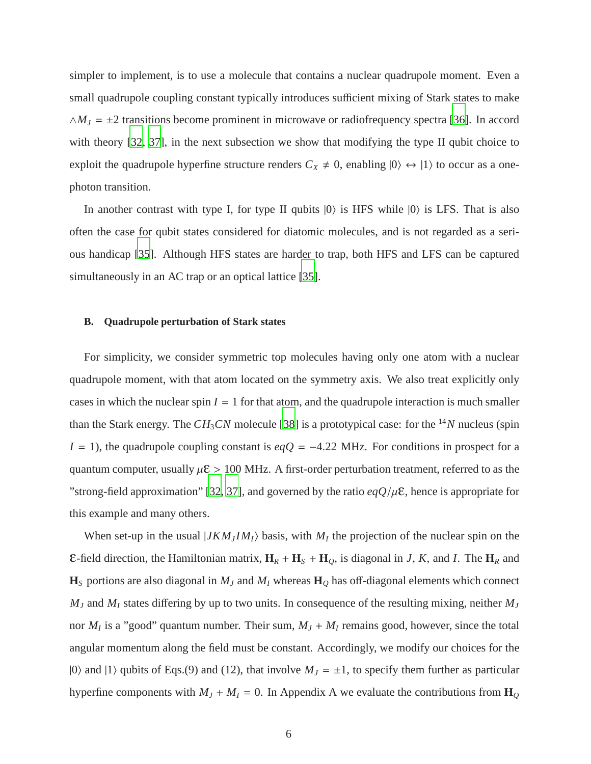simpler to implement, is to use a molecule that contains a nuclear quadrupole moment. Even a small quadrupole coupling constant typically introduces sufficient mixing of Stark states to make $\triangle M_J = \pm 2$ transitions become prominent in microwave or radiofrequency spectra [36]. In accord with theory [32, 37], in the next subsection we show that modifying the type II qubit choice to exploit the quadrupole hyperfine structure renders $C_X \neq 0$, enabling $|0\rangle \leftrightarrow |1\rangle$ to occur as a one-photon transition.

In another contrast with type I, for type II qubits $|0\rangle$ is HFS while $|0\rangle$ is LFS. That is also often the case for qubit states considered for diatomic molecules, and is not regarded as a serious handicap [35]. Although HFS states are harder to trap, both HFS and LFS can be captured simultaneously in an AC trap or an optical lattice [35].

### B. Quadrupole perturbation of Stark states

For simplicity, we consider symmetric top molecules having only one atom with a nuclear quadrupole moment, with that atom located on the symmetry axis. We also treat explicitly only cases in which the nuclear spin $I = 1$ for that atom, and the quadrupole interaction is much smaller than the Stark energy. The $CH_3CN$ molecule [38] is a prototypical case: for the $^{14}N$ nucleus (spin $I = 1$), the quadrupole coupling constant is $eqQ = -4.22$ MHz. For conditions in prospect for a quantum computer, usually $\mu\mathcal{E} > 100$ MHz. A first-order perturbation treatment, referred to as the "strong-field approximation" [32, 37], and governed by the ratio $eqQ/\mu\mathcal{E}$, hence is appropriate for this example and many others.

When set-up in the usual $|JKM_JIM_I\rangle$ basis, with $M_I$ the projection of the nuclear spin on the $\mathcal{E}$-field direction, the Hamiltonian matrix, $\mathbf{H}_R + \mathbf{H}_S + \mathbf{H}_Q$, is diagonal in $J$, $K$, and $I$. The $\mathbf{H}_R$ and $\mathbf{H}_S$ portions are also diagonal in $M_J$ and $M_I$ whereas $\mathbf{H}_Q$ has off-diagonal elements which connect $M_J$ and $M_I$ states differing by up to two units. In consequence of the resulting mixing, neither $M_J$ nor $M_I$ is a "good" quantum number. Their sum, $M_J + M_I$ remains good, however, since the total angular momentum along the field must be constant. Accordingly, we modify our choices for the $|0\rangle$ and $|1\rangle$ qubits of Eqs.(9) and (12), that involve $M_J = \pm 1$, to specify them further as particular hyperfine components with $M_J + M_I = 0$. In Appendix A we evaluate the contributions from $\mathbf{H}_Q$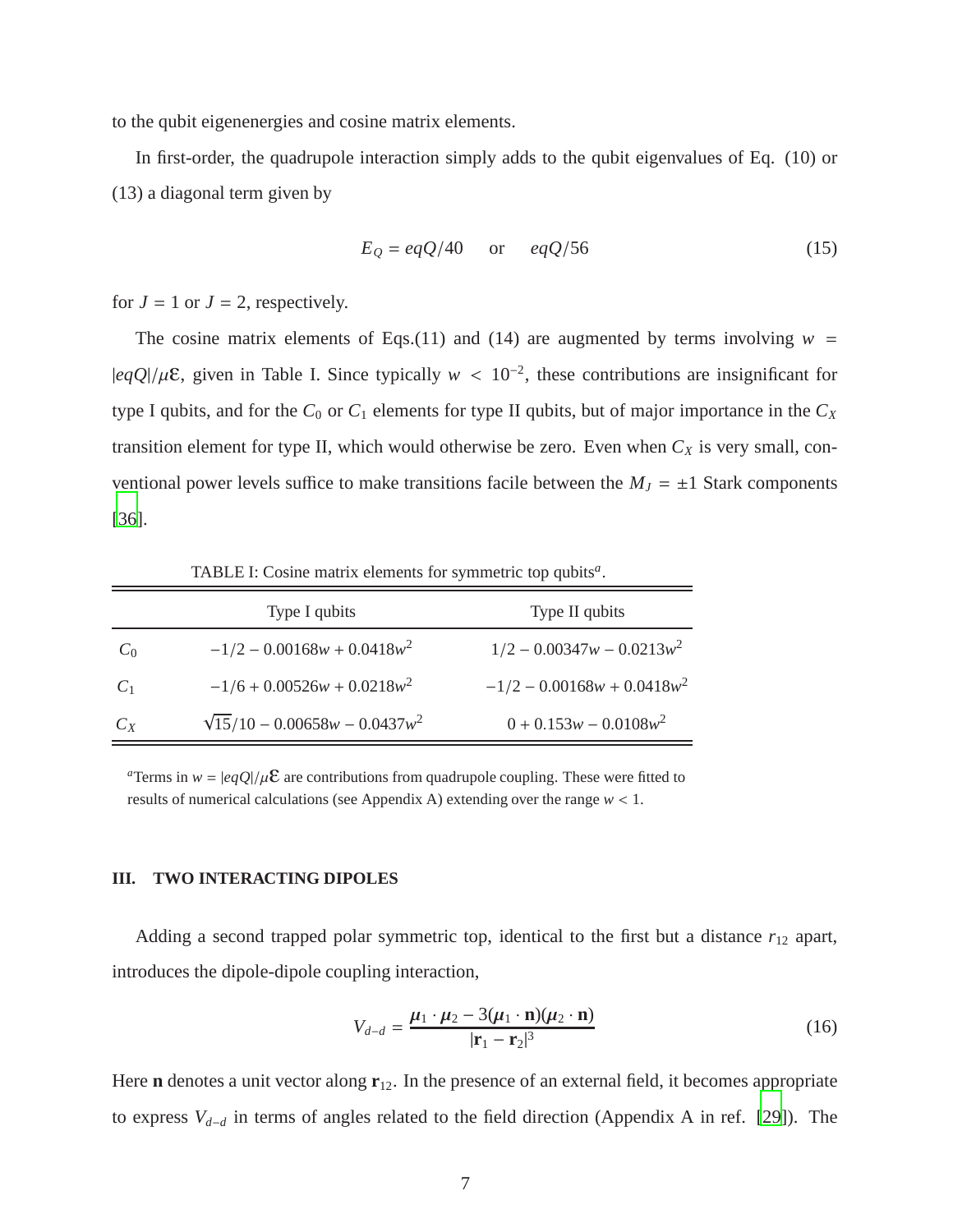to the qubit eigenenergies and cosine matrix elements.

In first-order, the quadrupole interaction simply adds to the qubit eigenvalues of Eq. (10) or (13) a diagonal term given by

$$E_Q = eqQ/40 \quad \text{or} \quad eqQ/56 \tag{15}$$

for $J = 1$ or $J = 2$, respectively.

The cosine matrix elements of Eqs.(11) and (14) are augmented by terms involving $w = |eqQ|/\mu\varepsilon$, given in Table I. Since typically $w < 10^{-2}$, these contributions are insignificant for type I qubits, and for the $C_0$ or $C_1$ elements for type II qubits, but of major importance in the $C_X$ transition element for type II, which would otherwise be zero. Even when $C_X$ is very small, conventional power levels suffice to make transitions facile between the $M_J = \pm 1$ Stark components [36].

TABLE I: Cosine matrix elements for symmetric top qubits[a].

| | Type I qubits | Type II qubits |
|---|---|---|
| $C_0$ | $-1/2 - 0.00168w + 0.0418w^2$ | $1/2 - 0.00347w - 0.0213w^2$ |
| $C_1$ | $-1/6 + 0.00526w + 0.0218w^2$ | $-1/2 - 0.00168w + 0.0418w^2$ |
| $C_X$ | $\sqrt{15}/10 - 0.00658w - 0.0437w^2$ | $0 + 0.153w - 0.0108w^2$ |

[a]Terms in $w = |eqQ|/\mu\varepsilon$ are contributions from quadrupole coupling. These were fitted to results of numerical calculations (see Appendix A) extending over the range $w < 1$.

## III. TWO INTERACTING DIPOLES

Adding a second trapped polar symmetric top, identical to the first but a distance $r_{12}$ apart, introduces the dipole-dipole coupling interaction,

$$V_{d-d} = \frac{\boldsymbol{\mu}_1 \cdot \boldsymbol{\mu}_2 - 3(\boldsymbol{\mu}_1 \cdot \mathbf{n})(\boldsymbol{\mu}_2 \cdot \mathbf{n})}{|\mathbf{r}_1 - \mathbf{r}_2|^3} \tag{16}$$

Here $\mathbf{n}$ denotes a unit vector along $\mathbf{r}_{12}$. In the presence of an external field, it becomes appropriate to express $V_{d-d}$ in terms of angles related to the field direction (Appendix A in ref. [29]). The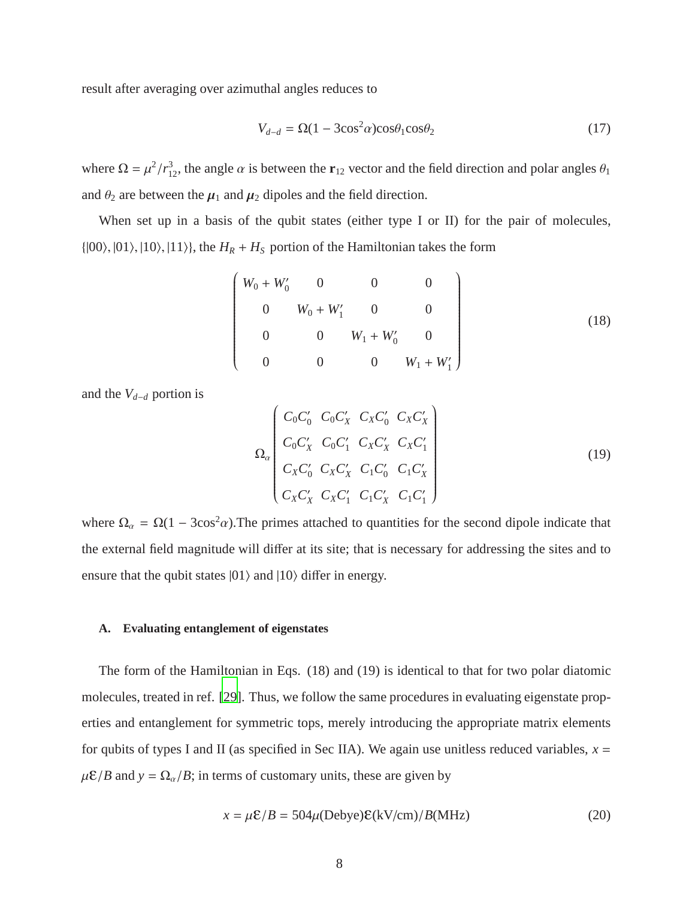result after averaging over azimuthal angles reduces to

$$V_{d-d} = \Omega(1 - 3\cos^2\alpha)\cos\theta_1\cos\theta_2 \tag{17}$$

where $\Omega = \mu^2/r_{12}^3$, the angle $\alpha$ is between the $\mathbf{r}_{12}$ vector and the field direction and polar angles $\theta_1$ and $\theta_2$ are between the $\boldsymbol{\mu}_1$ and $\boldsymbol{\mu}_2$ dipoles and the field direction.

When set up in a basis of the qubit states (either type I or II) for the pair of molecules, $\{|00\rangle, |01\rangle, |10\rangle, |11\rangle\}$, the $H_R + H_S$ portion of the Hamiltonian takes the form

$$\begin{pmatrix} W_0 + W_0' & 0 & 0 & 0 \\ 0 & W_0 + W_1' & 0 & 0 \\ 0 & 0 & W_1 + W_0' & 0 \\ 0 & 0 & 0 & W_1 + W_1' \end{pmatrix} \tag{18}$$

and the $V_{d-d}$ portion is

$$\Omega_\alpha \begin{pmatrix} C_0C_0' & C_0C_X' & C_XC_0' & C_XC_X' \\ C_0C_X' & C_0C_1' & C_XC_X' & C_XC_1' \\ C_XC_0' & C_XC_X' & C_1C_0' & C_1C_X' \\ C_XC_X' & C_XC_1' & C_1C_X' & C_1C_1' \end{pmatrix} \tag{19}$$

where $\Omega_\alpha = \Omega(1 - 3\cos^2\alpha)$.The primes attached to quantities for the second dipole indicate that the external field magnitude will differ at its site; that is necessary for addressing the sites and to ensure that the qubit states $|01\rangle$ and $|10\rangle$ differ in energy.

### A. Evaluating entanglement of eigenstates

The form of the Hamiltonian in Eqs. (18) and (19) is identical to that for two polar diatomic molecules, treated in ref. [29]. Thus, we follow the same procedures in evaluating eigenstate properties and entanglement for symmetric tops, merely introducing the appropriate matrix elements for qubits of types I and II (as specified in Sec IIA). We again use unitless reduced variables, $x = \mu\mathcal{E}/B$ and $y = \Omega_\alpha/B$; in terms of customary units, these are given by

$$x = \mu\mathcal{E}/B = 504\mu(\text{Debye})\mathcal{E}(\text{kV/cm})/B(\text{MHz}) \tag{20}$$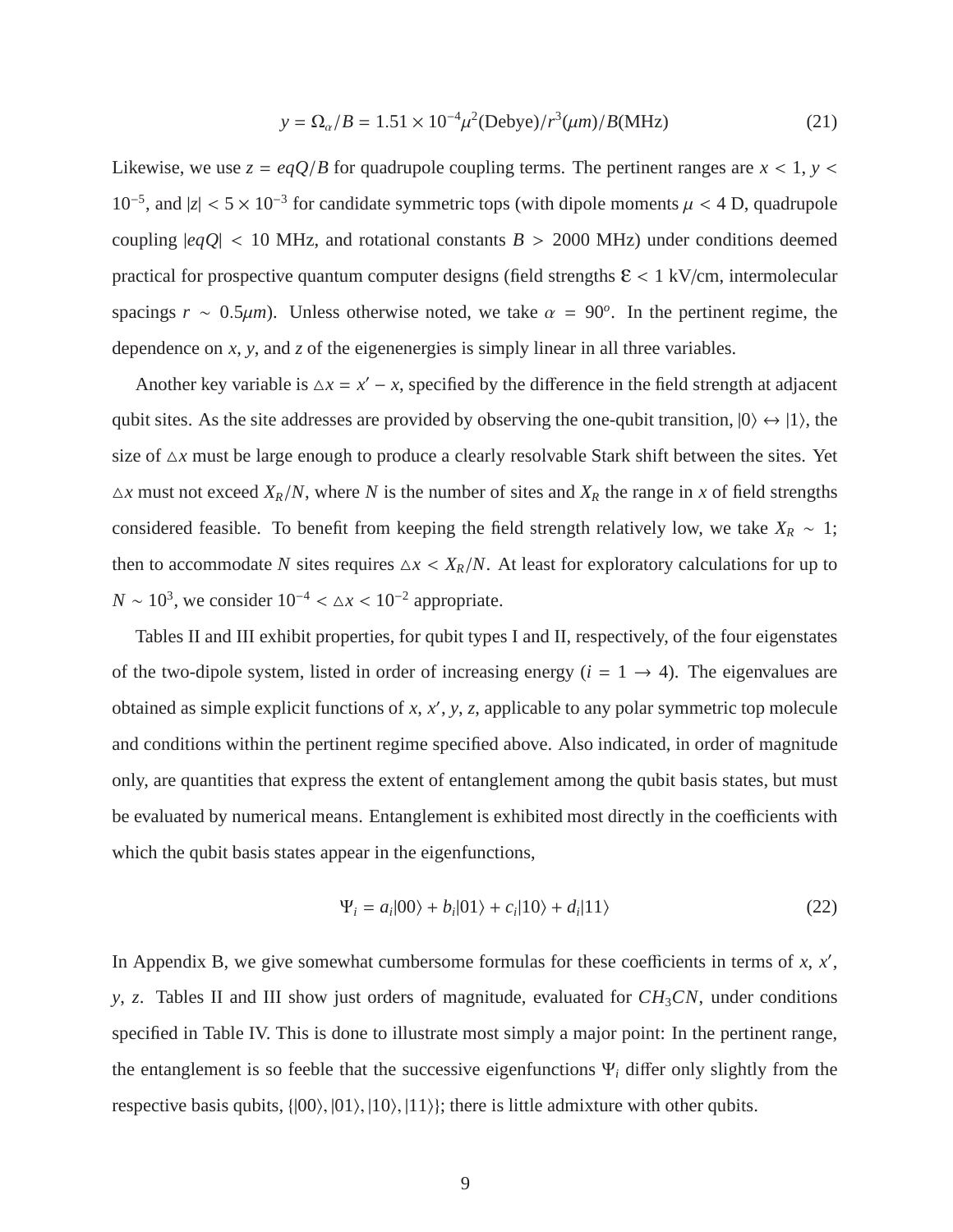$$y = \Omega_\alpha / B = 1.51 \times 10^{-4} \mu^2(\text{Debye})/r^3(\mu m)/B(\text{MHz}) \tag{21}$$

Likewise, we use $z = eqQ/B$ for quadrupole coupling terms. The pertinent ranges are $x < 1$, $y < 10^{-5}$, and $|z| < 5 \times 10^{-3}$ for candidate symmetric tops (with dipole moments $\mu < 4$ D, quadrupole coupling $|eqQ| < 10$ MHz, and rotational constants $B > 2000$ MHz) under conditions deemed practical for prospective quantum computer designs (field strengths $\mathcal{E} < 1$ kV/cm, intermolecular spacings $r \sim 0.5\mu m$). Unless otherwise noted, we take $\alpha = 90^o$. In the pertinent regime, the dependence on $x$, $y$, and $z$ of the eigenenergies is simply linear in all three variables.

Another key variable is $\triangle x = x' - x$, specified by the difference in the field strength at adjacent qubit sites. As the site addresses are provided by observing the one-qubit transition, $|0\rangle \leftrightarrow |1\rangle$, the size of $\triangle x$ must be large enough to produce a clearly resolvable Stark shift between the sites. Yet $\triangle x$ must not exceed $X_R/N$, where $N$ is the number of sites and $X_R$ the range in $x$ of field strengths considered feasible. To benefit from keeping the field strength relatively low, we take $X_R \sim 1$; then to accommodate $N$ sites requires $\triangle x < X_R/N$. At least for exploratory calculations for up to $N \sim 10^3$, we consider $10^{-4} < \triangle x < 10^{-2}$ appropriate.

Tables II and III exhibit properties, for qubit types I and II, respectively, of the four eigenstates of the two-dipole system, listed in order of increasing energy ($i = 1 \rightarrow 4$). The eigenvalues are obtained as simple explicit functions of $x$, $x'$, $y$, $z$, applicable to any polar symmetric top molecule and conditions within the pertinent regime specified above. Also indicated, in order of magnitude only, are quantities that express the extent of entanglement among the qubit basis states, but must be evaluated by numerical means. Entanglement is exhibited most directly in the coefficients with which the qubit basis states appear in the eigenfunctions,

$$\Psi_i = a_i|00\rangle + b_i|01\rangle + c_i|10\rangle + d_i|11\rangle \tag{22}$$

In Appendix B, we give somewhat cumbersome formulas for these coefficients in terms of $x$, $x'$, $y$, $z$. Tables II and III show just orders of magnitude, evaluated for $CH_3CN$, under conditions specified in Table IV. This is done to illustrate most simply a major point: In the pertinent range, the entanglement is so feeble that the successive eigenfunctions $\Psi_i$ differ only slightly from the respective basis qubits, $\{|00\rangle, |01\rangle, |10\rangle, |11\rangle\}$; there is little admixture with other qubits.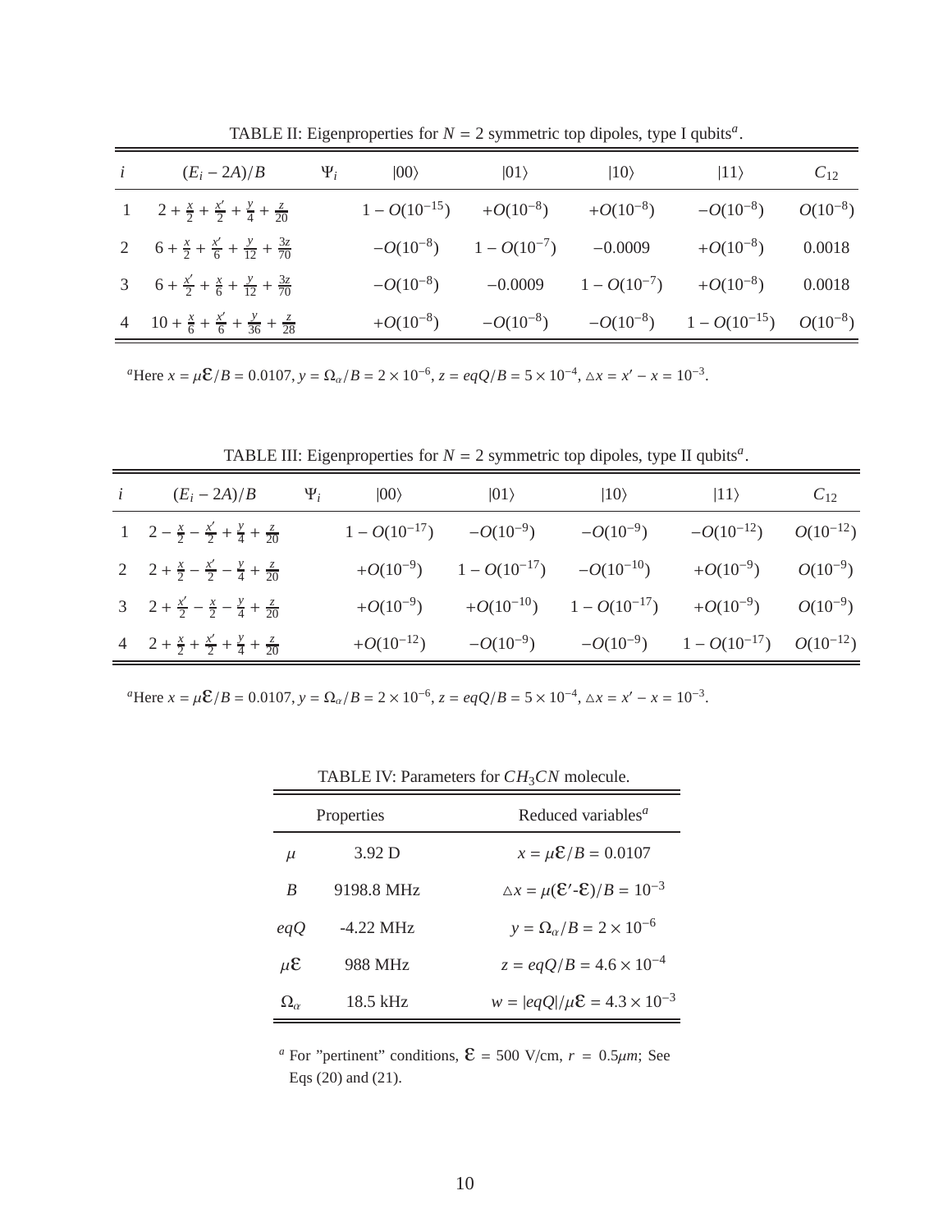TABLE II: Eigenproperties for $N = 2$ symmetric top dipoles, type I qubits[a].

| $i$ | $(E_i - 2A)/B$ | $\Psi_i$ | $\|00\rangle$ | $\|01\rangle$ | $\|10\rangle$ | $\|11\rangle$ | $C_{12}$ |
|---|---|---|---|---|---|---|---|
| 1 | $2 + \frac{x}{2} + \frac{x'}{2} + \frac{y}{4} + \frac{z}{20}$ | | $1 - O(10^{-15})$ | $+O(10^{-8})$ | $+O(10^{-8})$ | $-O(10^{-8})$ | $O(10^{-8})$ |
| 2 | $6 + \frac{x}{2} + \frac{x'}{6} + \frac{y}{12} + \frac{3z}{70}$ | | $-O(10^{-8})$ | $1 - O(10^{-7})$ | $-0.0009$ | $+O(10^{-8})$ | $0.0018$ |
| 3 | $6 + \frac{x'}{2} + \frac{x}{6} + \frac{y}{12} + \frac{3z}{70}$ | | $-O(10^{-8})$ | $-0.0009$ | $1 - O(10^{-7})$ | $+O(10^{-8})$ | $0.0018$ |
| 4 | $10 + \frac{x}{6} + \frac{x'}{6} + \frac{y}{36} + \frac{z}{28}$ | | $+O(10^{-8})$ | $-O(10^{-8})$ | $-O(10^{-8})$ | $1 - O(10^{-15})$ | $O(10^{-8})$ |

[a]Here $x = \mu\mathcal{E}/B = 0.0107$, $y = \Omega_\alpha/B = 2 \times 10^{-6}$, $z = eqQ/B = 5 \times 10^{-4}$, $\triangle x = x' - x = 10^{-3}$.

TABLE III: Eigenproperties for $N = 2$ symmetric top dipoles, type II qubits[a].

| $i$ | $(E_i - 2A)/B$ | $\Psi_i$ | $\|00\rangle$ | $\|01\rangle$ | $\|10\rangle$ | $\|11\rangle$ | $C_{12}$ |
|---|---|---|---|---|---|---|---|
| 1 | $2 - \frac{x}{2} - \frac{x'}{2} + \frac{y}{4} + \frac{z}{20}$ | | $1 - O(10^{-17})$ | $-O(10^{-9})$ | $-O(10^{-9})$ | $-O(10^{-12})$ | $O(10^{-12})$ |
| 2 | $2 + \frac{x}{2} - \frac{x'}{2} - \frac{y}{4} + \frac{z}{20}$ | | $+O(10^{-9})$ | $1 - O(10^{-17})$ | $-O(10^{-10})$ | $+O(10^{-9})$ | $O(10^{-9})$ |
| 3 | $2 + \frac{x'}{2} - \frac{x}{2} - \frac{y}{4} + \frac{z}{20}$ | | $+O(10^{-9})$ | $+O(10^{-10})$ | $1 - O(10^{-17})$ | $+O(10^{-9})$ | $O(10^{-9})$ |
| 4 | $2 + \frac{x}{2} + \frac{x'}{2} + \frac{y}{4} + \frac{z}{20}$ | | $+O(10^{-12})$ | $-O(10^{-9})$ | $-O(10^{-9})$ | $1 - O(10^{-17})$ | $O(10^{-12})$ |

[a]Here $x = \mu\mathcal{E}/B = 0.0107$, $y = \Omega_\alpha/B = 2 \times 10^{-6}$, $z = eqQ/B = 5 \times 10^{-4}$, $\triangle x = x' - x = 10^{-3}$.

TABLE IV: Parameters for $CH_3CN$ molecule.

| Properties | | Reduced variables[a] |
|---|---|---|
| $\mu$ | 3.92 D | $x = \mu\mathcal{E}/B = 0.0107$ |
| $B$ | 9198.8 MHz | $\triangle x = \mu(\mathcal{E}'\text{-}\mathcal{E})/B = 10^{-3}$ |
| $eqQ$ | -4.22 MHz | $y = \Omega_\alpha/B = 2 \times 10^{-6}$ |
| $\mu\mathcal{E}$ | 988 MHz | $z = eqQ/B = 4.6 \times 10^{-4}$ |
| $\Omega_\alpha$ | 18.5 kHz | $w = \|eqQ\|/\mu\mathcal{E} = 4.3 \times 10^{-3}$ |

[a] For "pertinent" conditions, $\mathcal{E} = 500$ V/cm, $r = 0.5\mu m$; See Eqs (20) and (21).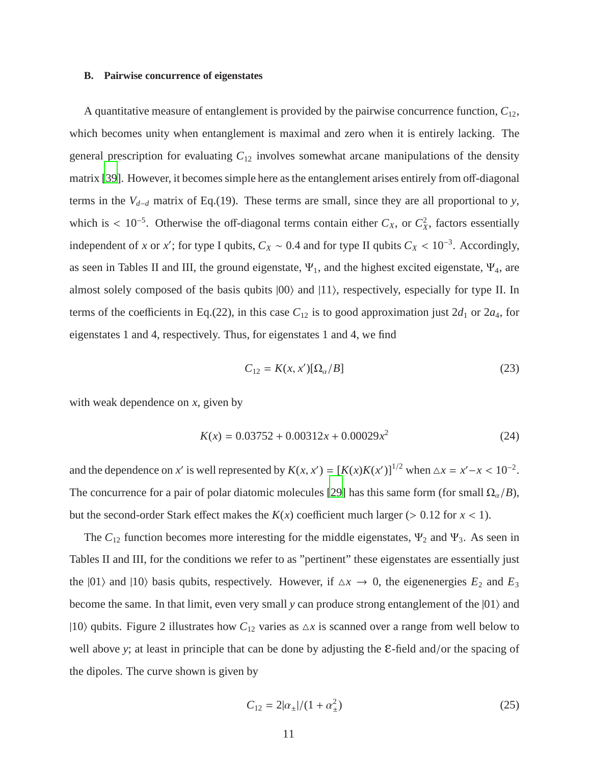### B. Pairwise concurrence of eigenstates

A quantitative measure of entanglement is provided by the pairwise concurrence function, $C_{12}$, which becomes unity when entanglement is maximal and zero when it is entirely lacking. The general prescription for evaluating $C_{12}$ involves somewhat arcane manipulations of the density matrix [39]. However, it becomes simple here as the entanglement arises entirely from off-diagonal terms in the $V_{d-d}$ matrix of Eq.(19). These terms are small, since they are all proportional to $y$, which is $< 10^{-5}$. Otherwise the off-diagonal terms contain either $C_X$, or $C_X^2$, factors essentially independent of $x$ or $x'$; for type I qubits, $C_X \sim 0.4$ and for type II qubits $C_X < 10^{-3}$. Accordingly, as seen in Tables II and III, the ground eigenstate, $\Psi_1$, and the highest excited eigenstate, $\Psi_4$, are almost solely composed of the basis qubits $|00\rangle$ and $|11\rangle$, respectively, especially for type II. In terms of the coefficients in Eq.(22), in this case $C_{12}$ is to good approximation just $2d_1$ or $2a_4$, for eigenstates 1 and 4, respectively. Thus, for eigenstates 1 and 4, we find

$$C_{12} = K(x, x')[\Omega_\alpha/B] \tag{23}$$

with weak dependence on $x$, given by

$$K(x) = 0.03752 + 0.00312x + 0.00029x^2 \tag{24}$$

and the dependence on $x'$ is well represented by $K(x, x') = [K(x)K(x')]^{1/2}$ when $\triangle x = x' - x < 10^{-2}$. The concurrence for a pair of polar diatomic molecules [29] has this same form (for small $\Omega_\alpha/B$), but the second-order Stark effect makes the $K(x)$ coefficient much larger ($> 0.12$ for $x < 1$).

The $C_{12}$ function becomes more interesting for the middle eigenstates, $\Psi_2$ and $\Psi_3$. As seen in Tables II and III, for the conditions we refer to as "pertinent" these eigenstates are essentially just the $|01\rangle$ and $|10\rangle$ basis qubits, respectively. However, if $\triangle x \to 0$, the eigenenergies $E_2$ and $E_3$ become the same. In that limit, even very small $y$ can produce strong entanglement of the $|01\rangle$ and $|10\rangle$ qubits. Figure 2 illustrates how $C_{12}$ varies as $\triangle x$ is scanned over a range from well below to well above $y$; at least in principle that can be done by adjusting the $\mathcal{E}$-field and/or the spacing of the dipoles. The curve shown is given by

$$C_{12} = 2|\alpha_\pm|/(1 + \alpha_\pm^2) \tag{25}$$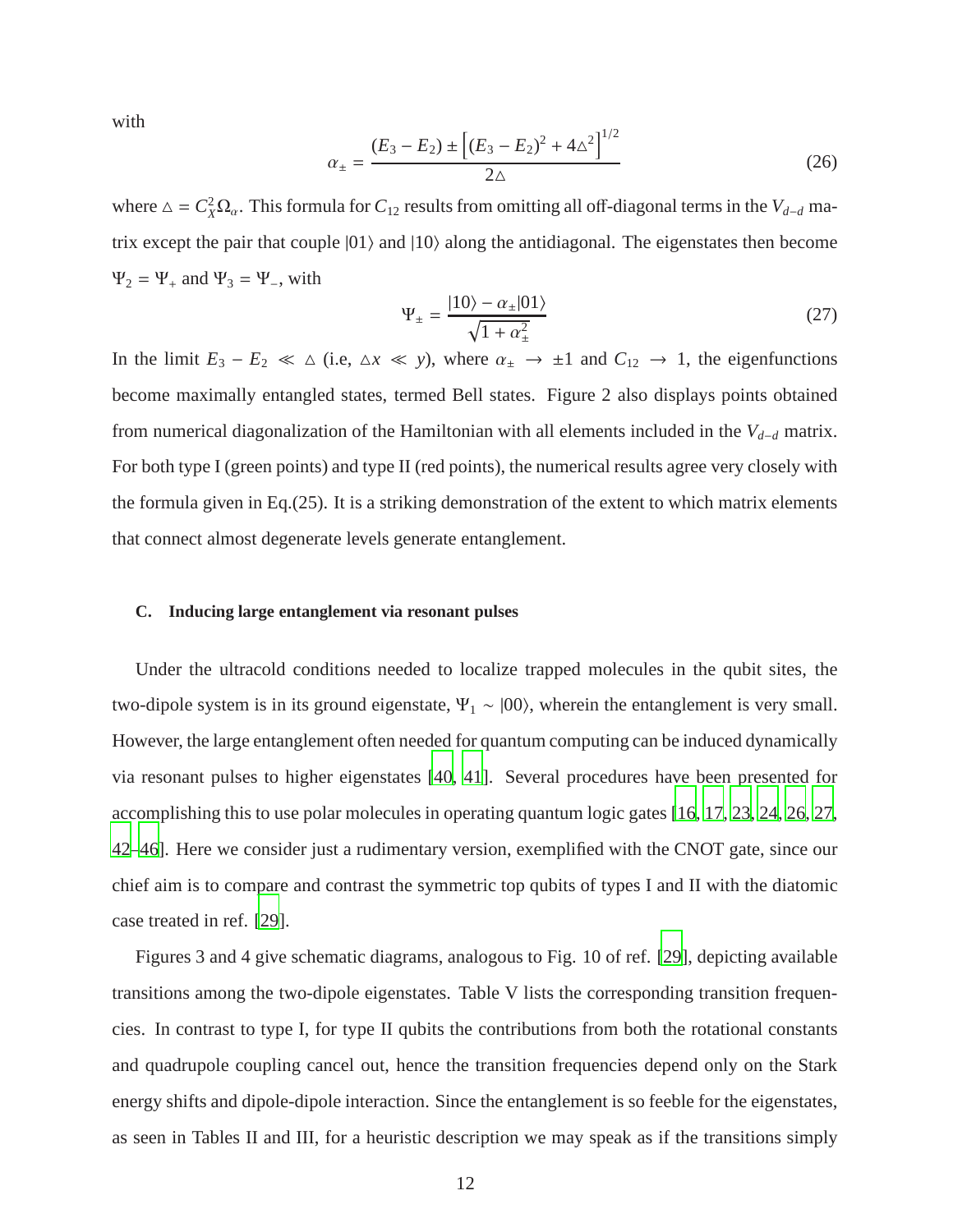with

$$\alpha_{\pm} = \frac{(E_3 - E_2) \pm \left[(E_3 - E_2)^2 + 4\triangle^2\right]^{1/2}}{2\triangle} \tag{26}$$

where $\triangle = C_X^2 \Omega_\alpha$. This formula for $C_{12}$ results from omitting all off-diagonal terms in the $V_{d-d}$ matrix except the pair that couple $|01\rangle$ and $|10\rangle$ along the antidiagonal. The eigenstates then become $\Psi_2 = \Psi_+$ and $\Psi_3 = \Psi_-$, with

$$\Psi_{\pm} = \frac{|10\rangle - \alpha_{\pm}|01\rangle}{\sqrt{1 + \alpha_{\pm}^2}} \tag{27}$$

In the limit $E_3 - E_2 \ll \triangle$ (i.e, $\triangle x \ll y$), where $\alpha_{\pm} \to \pm 1$ and $C_{12} \to 1$, the eigenfunctions become maximally entangled states, termed Bell states. Figure 2 also displays points obtained from numerical diagonalization of the Hamiltonian with all elements included in the $V_{d-d}$ matrix. For both type I (green points) and type II (red points), the numerical results agree very closely with the formula given in Eq.(25). It is a striking demonstration of the extent to which matrix elements that connect almost degenerate levels generate entanglement.

### C. Inducing large entanglement via resonant pulses

Under the ultracold conditions needed to localize trapped molecules in the qubit sites, the two-dipole system is in its ground eigenstate, $\Psi_1 \sim |00\rangle$, wherein the entanglement is very small. However, the large entanglement often needed for quantum computing can be induced dynamically via resonant pulses to higher eigenstates [40, 41]. Several procedures have been presented for accomplishing this to use polar molecules in operating quantum logic gates [16, 17, 23, 24, 26, 27, 42–46]. Here we consider just a rudimentary version, exemplified with the CNOT gate, since our chief aim is to compare and contrast the symmetric top qubits of types I and II with the diatomic case treated in ref. [29].

Figures 3 and 4 give schematic diagrams, analogous to Fig. 10 of ref. [29], depicting available transitions among the two-dipole eigenstates. Table V lists the corresponding transition frequencies. In contrast to type I, for type II qubits the contributions from both the rotational constants and quadrupole coupling cancel out, hence the transition frequencies depend only on the Stark energy shifts and dipole-dipole interaction. Since the entanglement is so feeble for the eigenstates, as seen in Tables II and III, for a heuristic description we may speak as if the transitions simply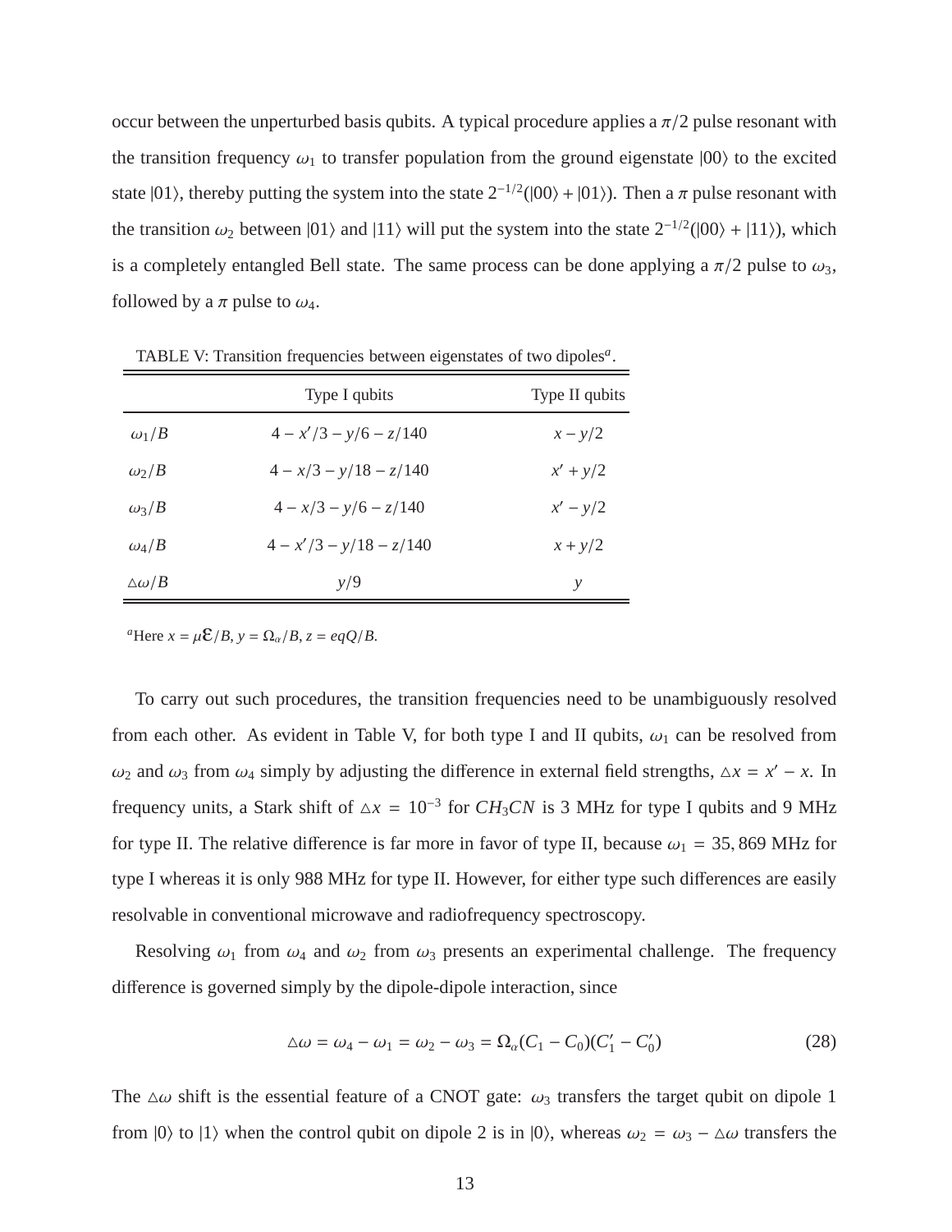occur between the unperturbed basis qubits. A typical procedure applies a $\pi/2$ pulse resonant with the transition frequency $\omega_1$ to transfer population from the ground eigenstate $|00\rangle$ to the excited state $|01\rangle$, thereby putting the system into the state $2^{-1/2}(|00\rangle + |01\rangle)$. Then a $\pi$ pulse resonant with the transition $\omega_2$ between $|01\rangle$ and $|11\rangle$ will put the system into the state $2^{-1/2}(|00\rangle + |11\rangle)$, which is a completely entangled Bell state. The same process can be done applying a $\pi/2$ pulse to $\omega_3$, followed by a $\pi$ pulse to $\omega_4$.

TABLE V: Transition frequencies between eigenstates of two dipoles[a].

| | Type I qubits | Type II qubits |
|---|---|---|
| $\omega_1/B$ | $4 - x'/3 - y/6 - z/140$ | $x - y/2$ |
| $\omega_2/B$ | $4 - x/3 - y/18 - z/140$ | $x' + y/2$ |
| $\omega_3/B$ | $4 - x/3 - y/6 - z/140$ | $x' - y/2$ |
| $\omega_4/B$ | $4 - x'/3 - y/18 - z/140$ | $x + y/2$ |
| $\triangle\omega/B$ | $y/9$ | $y$ |

[a]Here $x = \mu\mathcal{E}/B$, $y = \Omega_\alpha/B$, $z = eqQ/B$.

To carry out such procedures, the transition frequencies need to be unambiguously resolved from each other. As evident in Table V, for both type I and II qubits, $\omega_1$ can be resolved from $\omega_2$ and $\omega_3$ from $\omega_4$ simply by adjusting the difference in external field strengths, $\triangle x = x' - x$. In frequency units, a Stark shift of $\triangle x = 10^{-3}$ for $CH_3CN$ is 3 MHz for type I qubits and 9 MHz for type II. The relative difference is far more in favor of type II, because $\omega_1 = 35,869$ MHz for type I whereas it is only 988 MHz for type II. However, for either type such differences are easily resolvable in conventional microwave and radiofrequency spectroscopy.

Resolving $\omega_1$ from $\omega_4$ and $\omega_2$ from $\omega_3$ presents an experimental challenge. The frequency difference is governed simply by the dipole-dipole interaction, since

$$\triangle\omega = \omega_4 - \omega_1 = \omega_2 - \omega_3 = \Omega_\alpha(C_1 - C_0)(C_1' - C_0') \tag{28}$$

The $\triangle\omega$ shift is the essential feature of a CNOT gate: $\omega_3$ transfers the target qubit on dipole 1 from $|0\rangle$ to $|1\rangle$ when the control qubit on dipole 2 is in $|0\rangle$, whereas $\omega_2 = \omega_3 - \triangle\omega$ transfers the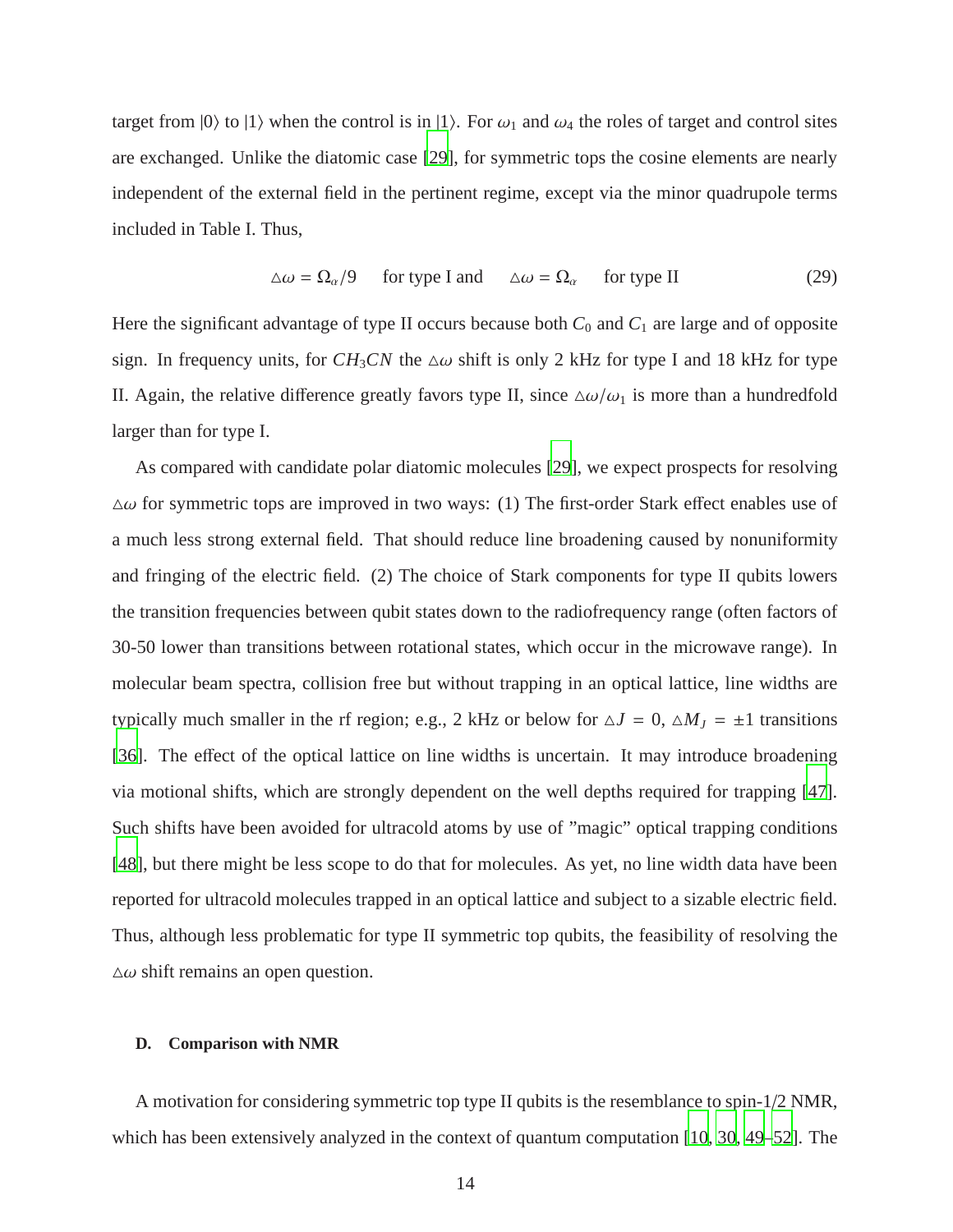target from $|0\rangle$ to $|1\rangle$ when the control is in $|1\rangle$. For $\omega_1$ and $\omega_4$ the roles of target and control sites are exchanged. Unlike the diatomic case [29], for symmetric tops the cosine elements are nearly independent of the external field in the pertinent regime, except via the minor quadrupole terms included in Table I. Thus,

$$\triangle\omega = \Omega_\alpha/9 \quad \text{for type I and} \quad \triangle\omega = \Omega_\alpha \quad \text{for type II} \tag{29}$$

Here the significant advantage of type II occurs because both $C_0$ and $C_1$ are large and of opposite sign. In frequency units, for $CH_3CN$ the $\triangle\omega$ shift is only 2 kHz for type I and 18 kHz for type II. Again, the relative difference greatly favors type II, since $\triangle\omega/\omega_1$ is more than a hundredfold larger than for type I.

As compared with candidate polar diatomic molecules [29], we expect prospects for resolving $\triangle\omega$ for symmetric tops are improved in two ways: (1) The first-order Stark effect enables use of a much less strong external field. That should reduce line broadening caused by nonuniformity and fringing of the electric field. (2) The choice of Stark components for type II qubits lowers the transition frequencies between qubit states down to the radiofrequency range (often factors of 30-50 lower than transitions between rotational states, which occur in the microwave range). In molecular beam spectra, collision free but without trapping in an optical lattice, line widths are typically much smaller in the rf region; e.g., 2 kHz or below for $\triangle J = 0$, $\triangle M_J = \pm 1$ transitions [36]. The effect of the optical lattice on line widths is uncertain. It may introduce broadening via motional shifts, which are strongly dependent on the well depths required for trapping [47]. Such shifts have been avoided for ultracold atoms by use of "magic" optical trapping conditions [48], but there might be less scope to do that for molecules. As yet, no line width data have been reported for ultracold molecules trapped in an optical lattice and subject to a sizable electric field. Thus, although less problematic for type II symmetric top qubits, the feasibility of resolving the $\triangle\omega$ shift remains an open question.

### D. Comparison with NMR

A motivation for considering symmetric top type II qubits is the resemblance to spin-1/2 NMR, which has been extensively analyzed in the context of quantum computation [10, 30, 49–52]. The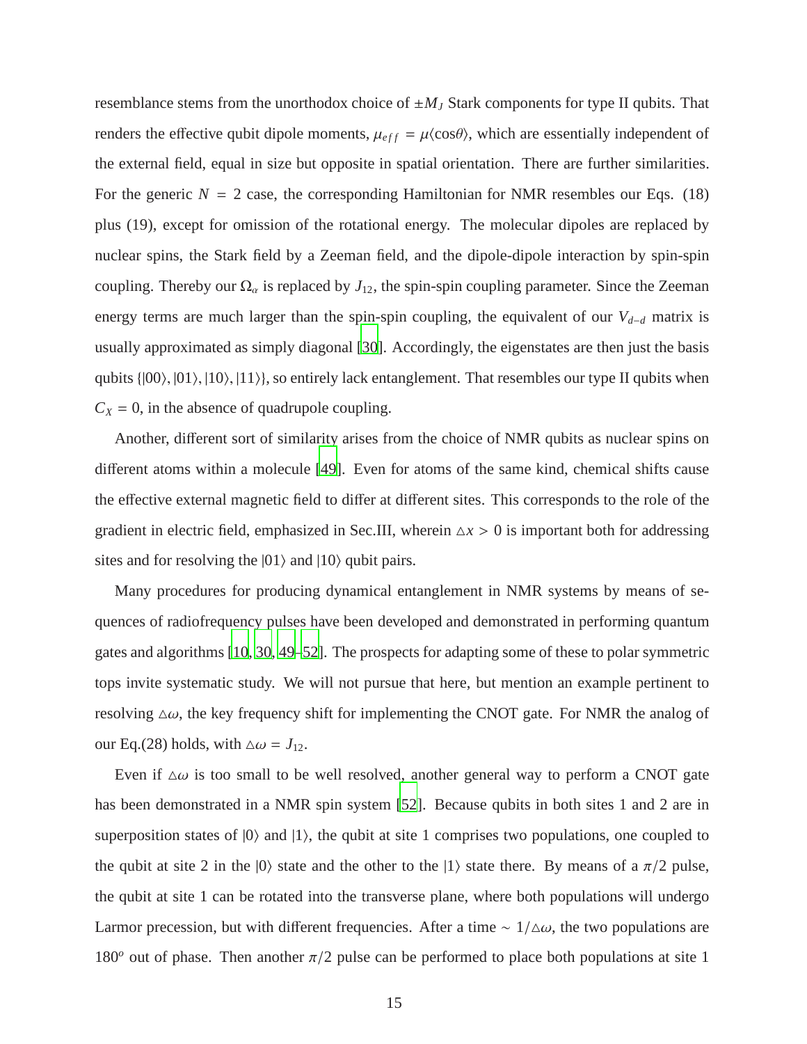resemblance stems from the unorthodox choice of $\pm M_J$ Stark components for type II qubits. That renders the effective qubit dipole moments, $\mu_{eff} = \mu\langle\cos\theta\rangle$, which are essentially independent of the external field, equal in size but opposite in spatial orientation. There are further similarities. For the generic $N = 2$ case, the corresponding Hamiltonian for NMR resembles our Eqs. (18) plus (19), except for omission of the rotational energy. The molecular dipoles are replaced by nuclear spins, the Stark field by a Zeeman field, and the dipole-dipole interaction by spin-spin coupling. Thereby our $\Omega_\alpha$ is replaced by $J_{12}$, the spin-spin coupling parameter. Since the Zeeman energy terms are much larger than the spin-spin coupling, the equivalent of our $V_{d-d}$ matrix is usually approximated as simply diagonal [30]. Accordingly, the eigenstates are then just the basis qubits $\{|00\rangle, |01\rangle, |10\rangle, |11\rangle\}$, so entirely lack entanglement. That resembles our type II qubits when $C_X = 0$, in the absence of quadrupole coupling.

Another, different sort of similarity arises from the choice of NMR qubits as nuclear spins on different atoms within a molecule [49]. Even for atoms of the same kind, chemical shifts cause the effective external magnetic field to differ at different sites. This corresponds to the role of the gradient in electric field, emphasized in Sec.III, wherein $\triangle x > 0$ is important both for addressing sites and for resolving the $|01\rangle$ and $|10\rangle$ qubit pairs.

Many procedures for producing dynamical entanglement in NMR systems by means of sequences of radiofrequency pulses have been developed and demonstrated in performing quantum gates and algorithms [10, 30, 49–52]. The prospects for adapting some of these to polar symmetric tops invite systematic study. We will not pursue that here, but mention an example pertinent to resolving $\triangle\omega$, the key frequency shift for implementing the CNOT gate. For NMR the analog of our Eq.(28) holds, with $\triangle\omega = J_{12}$.

Even if $\triangle\omega$ is too small to be well resolved, another general way to perform a CNOT gate has been demonstrated in a NMR spin system [52]. Because qubits in both sites 1 and 2 are in superposition states of $|0\rangle$ and $|1\rangle$, the qubit at site 1 comprises two populations, one coupled to the qubit at site 2 in the $|0\rangle$ state and the other to the $|1\rangle$ state there. By means of a $\pi/2$ pulse, the qubit at site 1 can be rotated into the transverse plane, where both populations will undergo Larmor precession, but with different frequencies. After a time $\sim 1/\triangle\omega$, the two populations are $180^o$ out of phase. Then another $\pi/2$ pulse can be performed to place both populations at site 1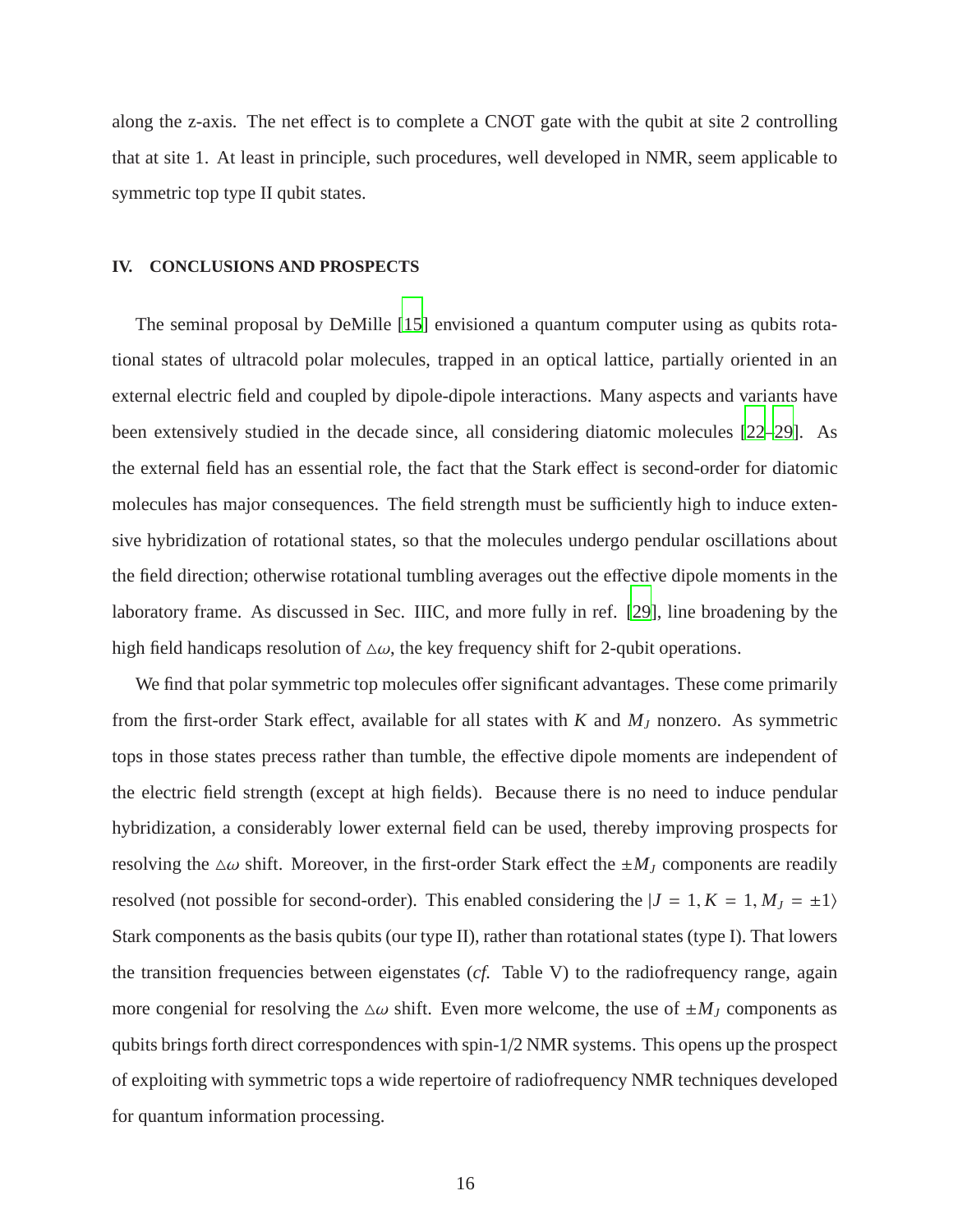along the z-axis. The net effect is to complete a CNOT gate with the qubit at site 2 controlling that at site 1. At least in principle, such procedures, well developed in NMR, seem applicable to symmetric top type II qubit states.

## IV. CONCLUSIONS AND PROSPECTS

The seminal proposal by DeMille [15] envisioned a quantum computer using as qubits rotational states of ultracold polar molecules, trapped in an optical lattice, partially oriented in an external electric field and coupled by dipole-dipole interactions. Many aspects and variants have been extensively studied in the decade since, all considering diatomic molecules [22–29]. As the external field has an essential role, the fact that the Stark effect is second-order for diatomic molecules has major consequences. The field strength must be sufficiently high to induce extensive hybridization of rotational states, so that the molecules undergo pendular oscillations about the field direction; otherwise rotational tumbling averages out the effective dipole moments in the laboratory frame. As discussed in Sec. IIIC, and more fully in ref. [29], line broadening by the high field handicaps resolution of $\triangle\omega$, the key frequency shift for 2-qubit operations.

We find that polar symmetric top molecules offer significant advantages. These come primarily from the first-order Stark effect, available for all states with $K$ and $M_J$ nonzero. As symmetric tops in those states precess rather than tumble, the effective dipole moments are independent of the electric field strength (except at high fields). Because there is no need to induce pendular hybridization, a considerably lower external field can be used, thereby improving prospects for resolving the $\triangle\omega$ shift. Moreover, in the first-order Stark effect the $\pm M_J$ components are readily resolved (not possible for second-order). This enabled considering the $|J = 1, K = 1, M_J = \pm 1\rangle$ Stark components as the basis qubits (our type II), rather than rotational states (type I). That lowers the transition frequencies between eigenstates (*cf.* Table V) to the radiofrequency range, again more congenial for resolving the $\triangle\omega$ shift. Even more welcome, the use of $\pm M_J$ components as qubits brings forth direct correspondences with spin-1/2 NMR systems. This opens up the prospect of exploiting with symmetric tops a wide repertoire of radiofrequency NMR techniques developed for quantum information processing.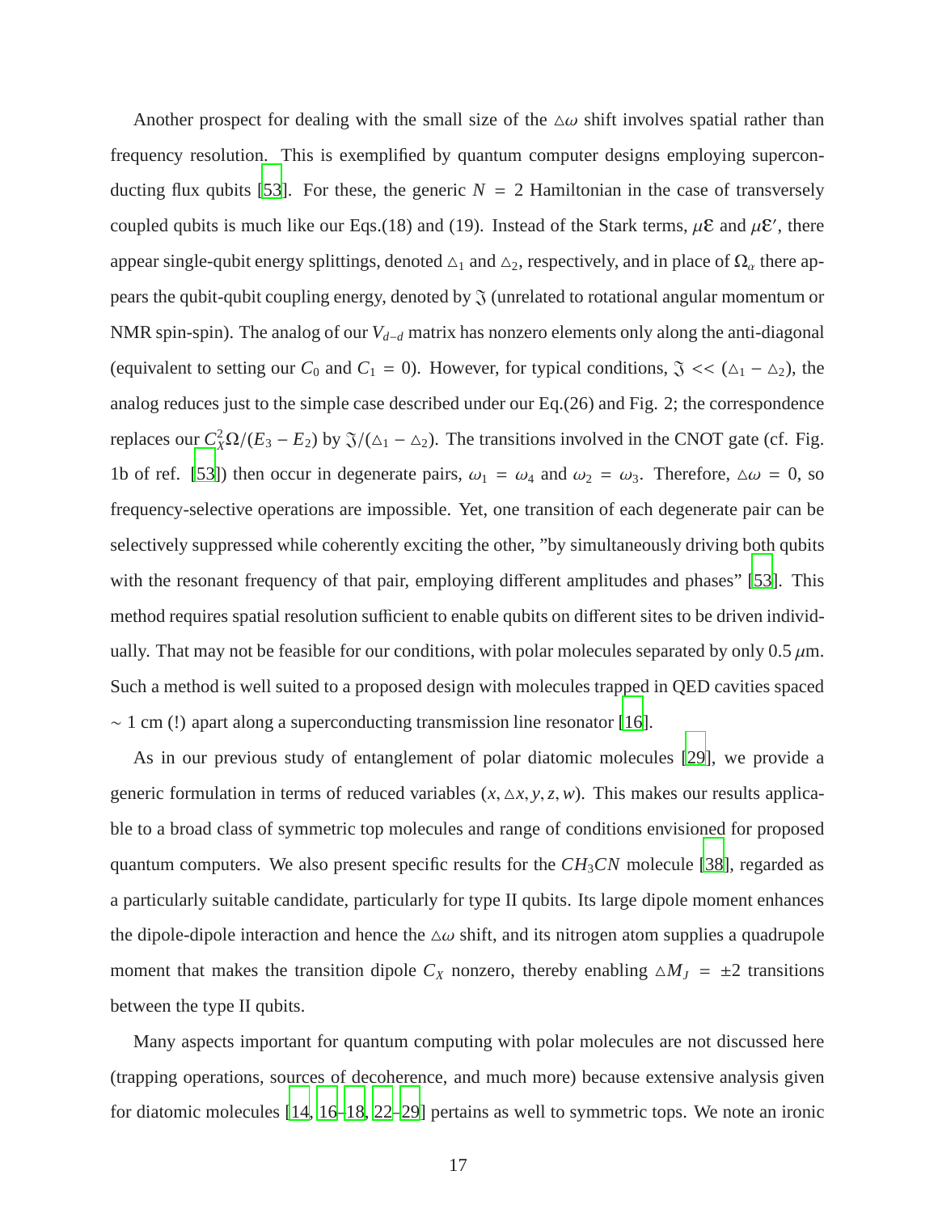Another prospect for dealing with the small size of the $\triangle\omega$ shift involves spatial rather than frequency resolution. This is exemplified by quantum computer designs employing superconducting flux qubits [53]. For these, the generic $N = 2$ Hamiltonian in the case of transversely coupled qubits is much like our Eqs.(18) and (19). Instead of the Stark terms, $\mu\varepsilon$ and $\mu\varepsilon'$, there appear single-qubit energy splittings, denoted $\triangle_1$ and $\triangle_2$, respectively, and in place of $\Omega_\alpha$ there appears the qubit-qubit coupling energy, denoted by $\mathfrak{J}$ (unrelated to rotational angular momentum or NMR spin-spin). The analog of our $V_{d-d}$ matrix has nonzero elements only along the anti-diagonal (equivalent to setting our $C_0$ and $C_1 = 0$). However, for typical conditions, $\mathfrak{J} << (\triangle_1 - \triangle_2)$, the analog reduces just to the simple case described under our Eq.(26) and Fig. 2; the correspondence replaces our $C_X^2\Omega/(E_3 - E_2)$ by $\mathfrak{J}/(\triangle_1 - \triangle_2)$. The transitions involved in the CNOT gate (cf. Fig. 1b of ref. [53]) then occur in degenerate pairs, $\omega_1 = \omega_4$ and $\omega_2 = \omega_3$. Therefore, $\triangle\omega = 0$, so frequency-selective operations are impossible. Yet, one transition of each degenerate pair can be selectively suppressed while coherently exciting the other, "by simultaneously driving both qubits with the resonant frequency of that pair, employing different amplitudes and phases" [53]. This method requires spatial resolution sufficient to enable qubits on different sites to be driven individually. That may not be feasible for our conditions, with polar molecules separated by only 0.5 $\mu$m. Such a method is well suited to a proposed design with molecules trapped in QED cavities spaced $\sim$ 1 cm (!) apart along a superconducting transmission line resonator [16].

As in our previous study of entanglement of polar diatomic molecules [29], we provide a generic formulation in terms of reduced variables $(x, \triangle x, y, z, w)$. This makes our results applicable to a broad class of symmetric top molecules and range of conditions envisioned for proposed quantum computers. We also present specific results for the $CH_3CN$ molecule [38], regarded as a particularly suitable candidate, particularly for type II qubits. Its large dipole moment enhances the dipole-dipole interaction and hence the $\triangle\omega$ shift, and its nitrogen atom supplies a quadrupole moment that makes the transition dipole $C_X$ nonzero, thereby enabling $\triangle M_J = \pm 2$ transitions between the type II qubits.

Many aspects important for quantum computing with polar molecules are not discussed here (trapping operations, sources of decoherence, and much more) because extensive analysis given for diatomic molecules [14, 16–18, 22–29] pertains as well to symmetric tops. We note an ironic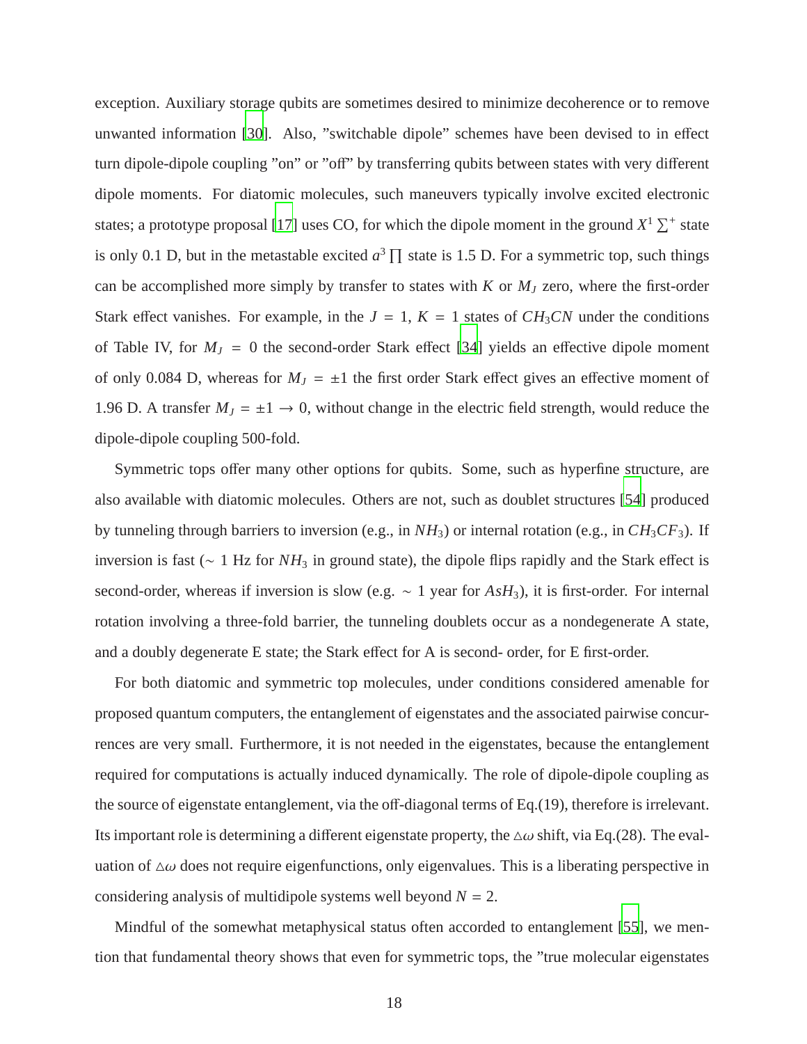exception. Auxiliary storage qubits are sometimes desired to minimize decoherence or to remove unwanted information [30]. Also, "switchable dipole" schemes have been devised to in effect turn dipole-dipole coupling "on" or "off" by transferring qubits between states with very different dipole moments. For diatomic molecules, such maneuvers typically involve excited electronic states; a prototype proposal [17] uses CO, for which the dipole moment in the ground $X^1 \sum^+$ state is only 0.1 D, but in the metastable excited $a^3 \prod$ state is 1.5 D. For a symmetric top, such things can be accomplished more simply by transfer to states with $K$ or $M_J$ zero, where the first-order Stark effect vanishes. For example, in the $J = 1$, $K = 1$ states of $CH_3CN$ under the conditions of Table IV, for $M_J = 0$ the second-order Stark effect [34] yields an effective dipole moment of only 0.084 D, whereas for $M_J = \pm 1$ the first order Stark effect gives an effective moment of 1.96 D. A transfer $M_J = \pm 1 \rightarrow 0$, without change in the electric field strength, would reduce the dipole-dipole coupling 500-fold.

Symmetric tops offer many other options for qubits. Some, such as hyperfine structure, are also available with diatomic molecules. Others are not, such as doublet structures [54] produced by tunneling through barriers to inversion (e.g., in $NH_3$) or internal rotation (e.g., in $CH_3CF_3$). If inversion is fast ($\sim$ 1 Hz for $NH_3$ in ground state), the dipole flips rapidly and the Stark effect is second-order, whereas if inversion is slow (e.g. $\sim$ 1 year for $AsH_3$), it is first-order. For internal rotation involving a three-fold barrier, the tunneling doublets occur as a nondegenerate A state, and a doubly degenerate E state; the Stark effect for A is second- order, for E first-order.

For both diatomic and symmetric top molecules, under conditions considered amenable for proposed quantum computers, the entanglement of eigenstates and the associated pairwise concurrences are very small. Furthermore, it is not needed in the eigenstates, because the entanglement required for computations is actually induced dynamically. The role of dipole-dipole coupling as the source of eigenstate entanglement, via the off-diagonal terms of Eq.(19), therefore is irrelevant. Its important role is determining a different eigenstate property, the $\triangle\omega$ shift, via Eq.(28). The evaluation of $\triangle\omega$ does not require eigenfunctions, only eigenvalues. This is a liberating perspective in considering analysis of multidipole systems well beyond $N = 2$.

Mindful of the somewhat metaphysical status often accorded to entanglement [55], we mention that fundamental theory shows that even for symmetric tops, the "true molecular eigenstates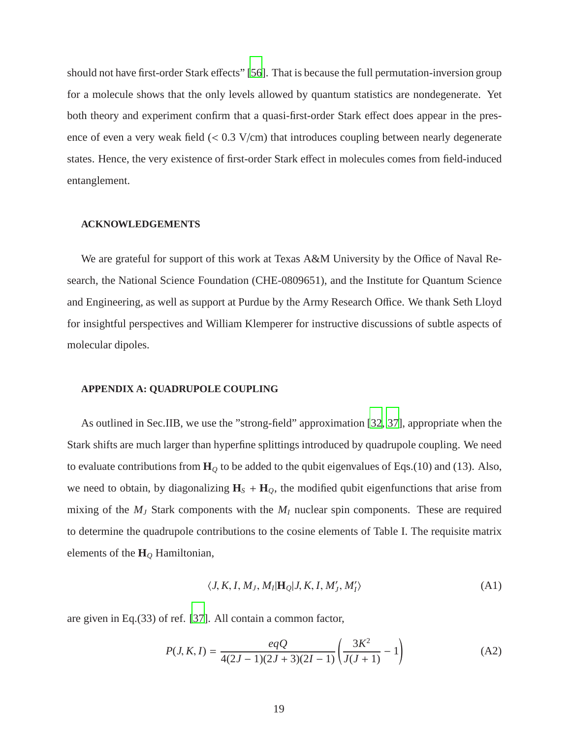should not have first-order Stark effects" [56]. That is because the full permutation-inversion group for a molecule shows that the only levels allowed by quantum statistics are nondegenerate. Yet both theory and experiment confirm that a quasi-first-order Stark effect does appear in the presence of even a very weak field (< 0.3 V/cm) that introduces coupling between nearly degenerate states. Hence, the very existence of first-order Stark effect in molecules comes from field-induced entanglement.

## ACKNOWLEDGEMENTS

We are grateful for support of this work at Texas A&M University by the Office of Naval Research, the National Science Foundation (CHE-0809651), and the Institute for Quantum Science and Engineering, as well as support at Purdue by the Army Research Office. We thank Seth Lloyd for insightful perspectives and William Klemperer for instructive discussions of subtle aspects of molecular dipoles.

## APPENDIX A: QUADRUPOLE COUPLING

As outlined in Sec.IIB, we use the "strong-field" approximation [32, 37], appropriate when the Stark shifts are much larger than hyperfine splittings introduced by quadrupole coupling. We need to evaluate contributions from $\mathbf{H}_Q$ to be added to the qubit eigenvalues of Eqs.(10) and (13). Also, we need to obtain, by diagonalizing $\mathbf{H}_S + \mathbf{H}_Q$, the modified qubit eigenfunctions that arise from mixing of the $M_J$ Stark components with the $M_I$ nuclear spin components. These are required to determine the quadrupole contributions to the cosine elements of Table I. The requisite matrix elements of the $\mathbf{H}_Q$ Hamiltonian,

$$\langle J, K, I, M_J, M_I | \mathbf{H}_Q | J, K, I, M_J', M_I' \rangle \tag{A1}$$

are given in Eq.(33) of ref. [37]. All contain a common factor,

$$P(J, K, I) = \frac{eqQ}{4(2J-1)(2J+3)(2I-1)} \left( \frac{3K^2}{J(J+1)} - 1 \right) \tag{A2}$$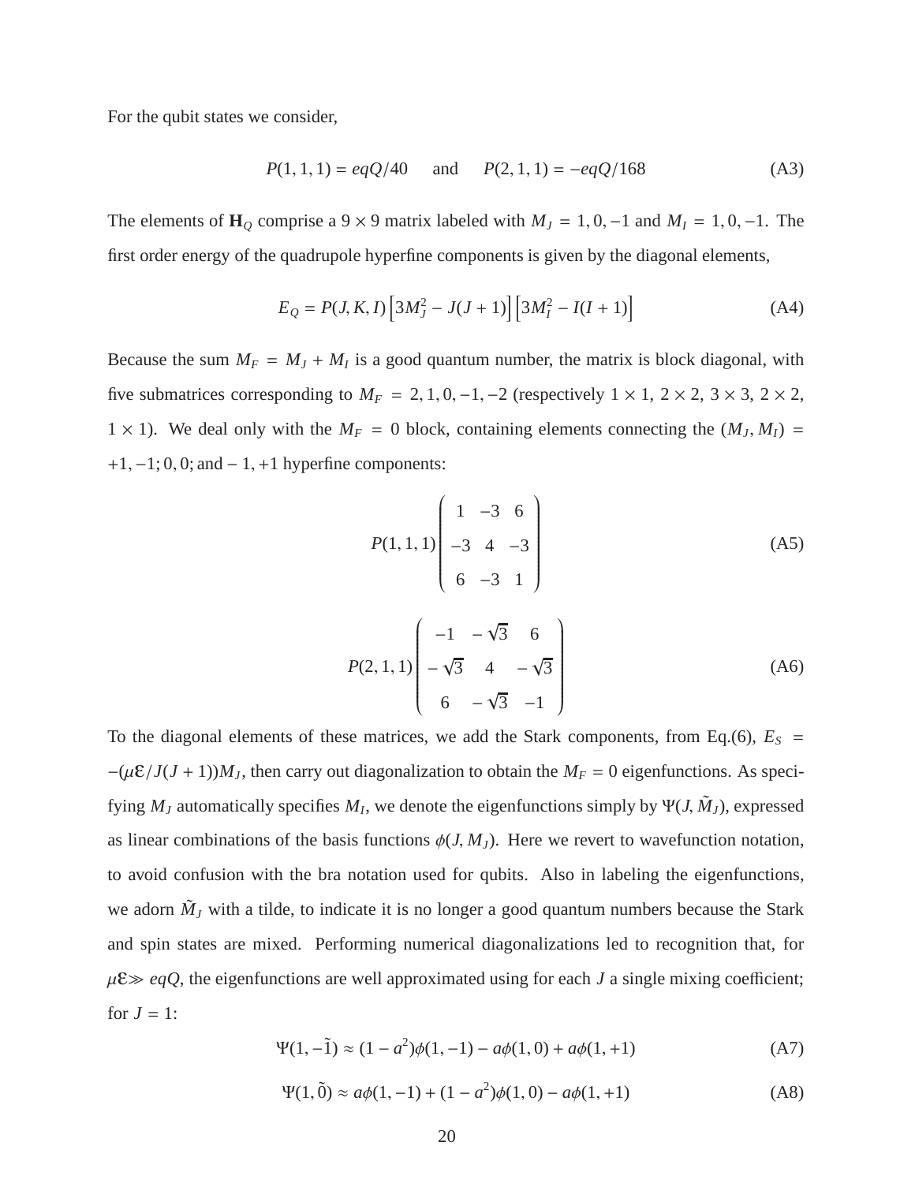For the qubit states we consider,

$$P(1,1,1) = eqQ/40 \quad \text{and} \quad P(2,1,1) = -eqQ/168 \tag{A3}$$

The elements of $\mathbf{H}_Q$ comprise a $9 \times 9$ matrix labeled with $M_J = 1, 0, -1$ and $M_I = 1, 0, -1$. The first order energy of the quadrupole hyperfine components is given by the diagonal elements,

$$E_Q = P(J, K, I)\left[3M_J^2 - J(J+1)\right]\left[3M_I^2 - I(I+1)\right] \tag{A4}$$

Because the sum $M_F = M_J + M_I$ is a good quantum number, the matrix is block diagonal, with five submatrices corresponding to $M_F = 2, 1, 0, -1, -2$ (respectively $1 \times 1$, $2 \times 2$, $3 \times 3$, $2 \times 2$, $1 \times 1$). We deal only with the $M_F = 0$ block, containing elements connecting the $(M_J, M_I) = +1, -1; 0, 0;$ and $-1, +1$ hyperfine components:

$$P(1,1,1)\begin{pmatrix} 1 & -3 & 6 \\ -3 & 4 & -3 \\ 6 & -3 & 1 \end{pmatrix} \tag{A5}$$

$$P(2,1,1)\begin{pmatrix} -1 & -\sqrt{3} & 6 \\ -\sqrt{3} & 4 & -\sqrt{3} \\ 6 & -\sqrt{3} & -1 \end{pmatrix} \tag{A6}$$

To the diagonal elements of these matrices, we add the Stark components, from Eq.(6), $E_S = -(\mu\mathcal{E}/J(J+1))M_J$, then carry out diagonalization to obtain the $M_F = 0$ eigenfunctions. As specifying $M_J$ automatically specifies $M_I$, we denote the eigenfunctions simply by $\Psi(J, \tilde{M}_J)$, expressed as linear combinations of the basis functions $\phi(J, M_J)$. Here we revert to wavefunction notation, to avoid confusion with the bra notation used for qubits. Also in labeling the eigenfunctions, we adorn $\tilde{M}_J$ with a tilde, to indicate it is no longer a good quantum numbers because the Stark and spin states are mixed. Performing numerical diagonalizations led to recognition that, for $\mu\mathcal{E} \gg eqQ$, the eigenfunctions are well approximated using for each $J$ a single mixing coefficient; for $J = 1$:

$$\Psi(1, -\tilde{1}) \approx (1 - a^2)\phi(1, -1) - a\phi(1, 0) + a\phi(1, +1) \tag{A7}$$

$$\Psi(1, \tilde{0}) \approx a\phi(1, -1) + (1 - a^2)\phi(1, 0) - a\phi(1, +1) \tag{A8}$$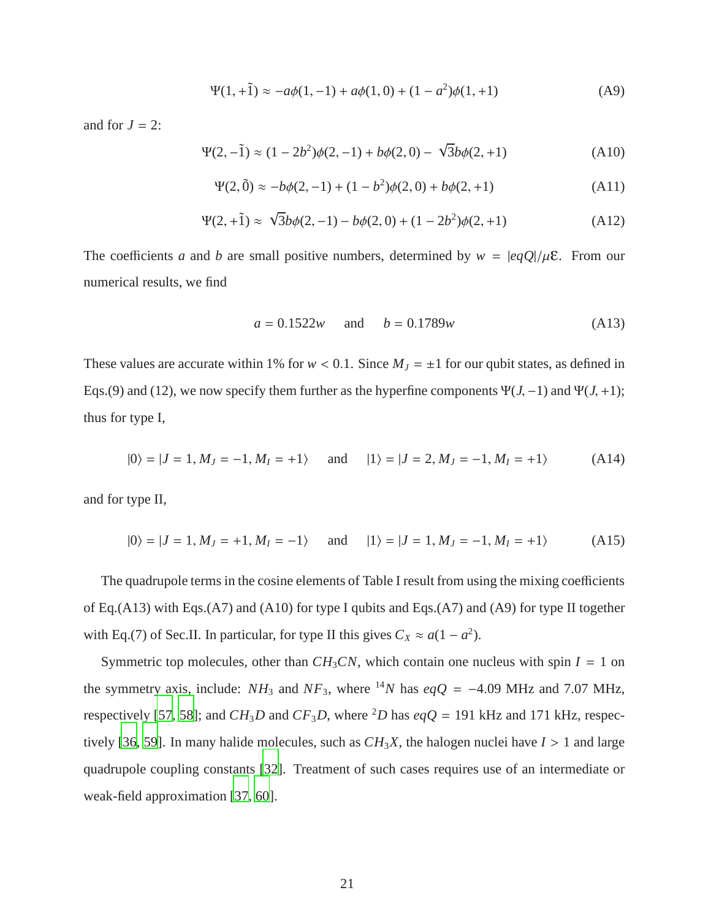$$\Psi(1, +\tilde{1}) \approx -a\phi(1, -1) + a\phi(1, 0) + (1 - a^2)\phi(1, +1) \tag{A9}$$

and for $J = 2$:

$$\Psi(2, -\tilde{1}) \approx (1 - 2b^2)\phi(2, -1) + b\phi(2, 0) - \sqrt{3}b\phi(2, +1) \tag{A10}$$

$$\Psi(2, \tilde{0}) \approx -b\phi(2, -1) + (1 - b^2)\phi(2, 0) + b\phi(2, +1) \tag{A11}$$

$$\Psi(2, +\tilde{1}) \approx \sqrt{3}b\phi(2, -1) - b\phi(2, 0) + (1 - 2b^2)\phi(2, +1) \tag{A12}$$

The coefficients $a$ and $b$ are small positive numbers, determined by $w = |eqQ|/\mu\mathcal{E}$. From our numerical results, we find

$$a = 0.1522w \quad \text{and} \quad b = 0.1789w \tag{A13}$$

These values are accurate within 1% for $w < 0.1$. Since $M_J = \pm 1$ for our qubit states, as defined in Eqs.(9) and (12), we now specify them further as the hyperfine components $\Psi(J, -1)$ and $\Psi(J, +1)$; thus for type I,

$$|0\rangle = |J = 1, M_J = -1, M_I = +1\rangle \quad \text{and} \quad |1\rangle = |J = 2, M_J = -1, M_I = +1\rangle \tag{A14}$$

and for type II,

$$|0\rangle = |J = 1, M_J = +1, M_I = -1\rangle \quad \text{and} \quad |1\rangle = |J = 1, M_J = -1, M_I = +1\rangle \tag{A15}$$

The quadrupole terms in the cosine elements of Table I result from using the mixing coefficients of Eq.(A13) with Eqs.(A7) and (A10) for type I qubits and Eqs.(A7) and (A9) for type II together with Eq.(7) of Sec.II. In particular, for type II this gives $C_X \approx a(1 - a^2)$.

Symmetric top molecules, other than $CH_3CN$, which contain one nucleus with spin $I = 1$ on the symmetry axis, include: $NH_3$ and $NF_3$, where $^{14}N$ has $eqQ = -4.09$ MHz and 7.07 MHz, respectively [57, 58]; and $CH_3D$ and $CF_3D$, where $^2D$ has $eqQ = 191$ kHz and 171 kHz, respectively [36, 59]. In many halide molecules, such as $CH_3X$, the halogen nuclei have $I > 1$ and large quadrupole coupling constants [32]. Treatment of such cases requires use of an intermediate or weak-field approximation [37, 60].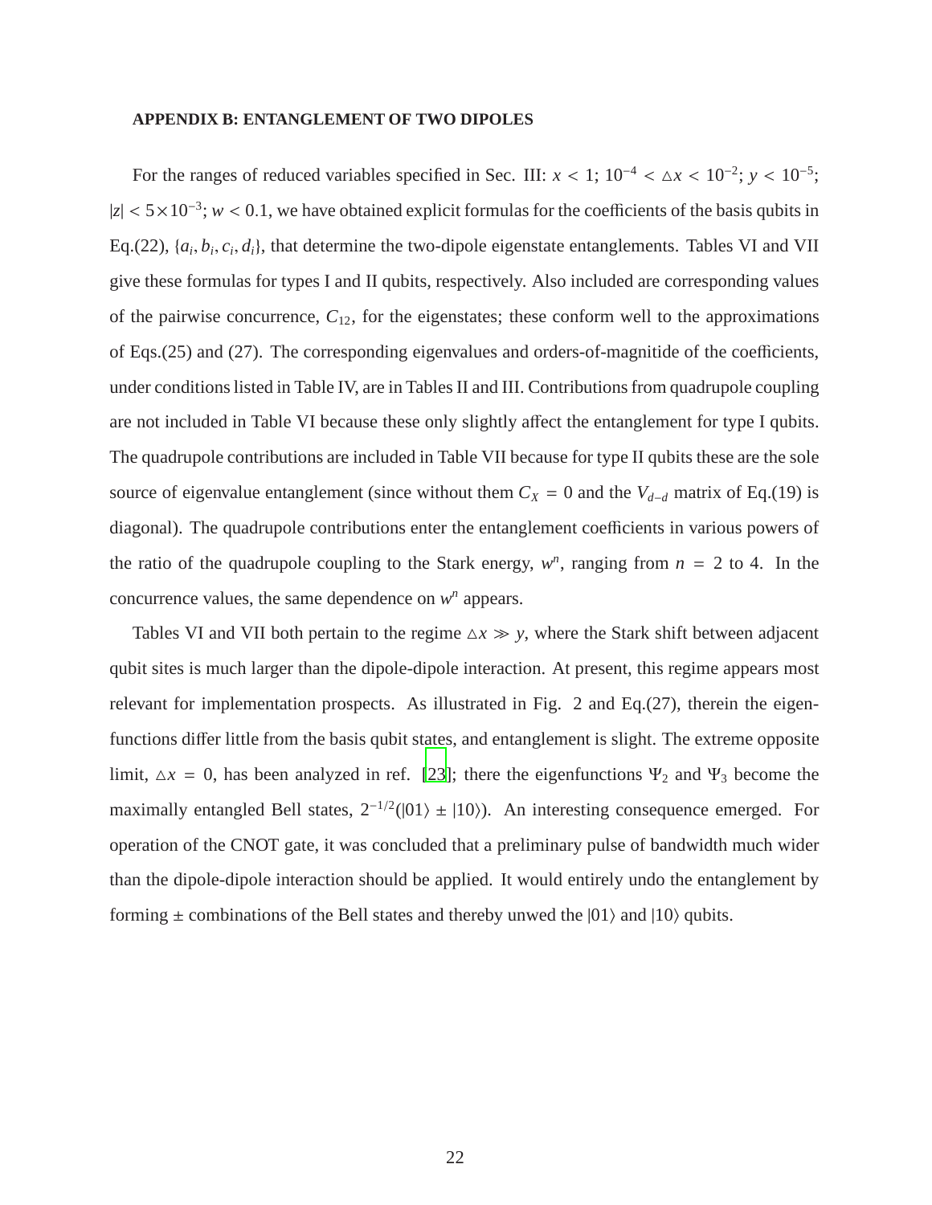### APPENDIX B: ENTANGLEMENT OF TWO DIPOLES

For the ranges of reduced variables specified in Sec. III: $x < 1$; $10^{-4} < \triangle x < 10^{-2}$; $y < 10^{-5}$; $|z| < 5\times10^{-3}$; $w < 0.1$, we have obtained explicit formulas for the coefficients of the basis qubits in Eq.(22), $\{a_i, b_i, c_i, d_i\}$, that determine the two-dipole eigenstate entanglements. Tables VI and VII give these formulas for types I and II qubits, respectively. Also included are corresponding values of the pairwise concurrence, $C_{12}$, for the eigenstates; these conform well to the approximations of Eqs.(25) and (27). The corresponding eigenvalues and orders-of-magnitide of the coefficients, under conditions listed in Table IV, are in Tables II and III. Contributions from quadrupole coupling are not included in Table VI because these only slightly affect the entanglement for type I qubits. The quadrupole contributions are included in Table VII because for type II qubits these are the sole source of eigenvalue entanglement (since without them $C_X = 0$ and the $V_{d-d}$ matrix of Eq.(19) is diagonal). The quadrupole contributions enter the entanglement coefficients in various powers of the ratio of the quadrupole coupling to the Stark energy, $w^n$, ranging from $n = 2$ to 4. In the concurrence values, the same dependence on $w^n$ appears.

Tables VI and VII both pertain to the regime $\triangle x \gg y$, where the Stark shift between adjacent qubit sites is much larger than the dipole-dipole interaction. At present, this regime appears most relevant for implementation prospects. As illustrated in Fig. 2 and Eq.(27), therein the eigenfunctions differ little from the basis qubit states, and entanglement is slight. The extreme opposite limit, $\triangle x = 0$, has been analyzed in ref. [23]; there the eigenfunctions $\Psi_2$ and $\Psi_3$ become the maximally entangled Bell states, $2^{-1/2}(|01\rangle \pm |10\rangle)$. An interesting consequence emerged. For operation of the CNOT gate, it was concluded that a preliminary pulse of bandwidth much wider than the dipole-dipole interaction should be applied. It would entirely undo the entanglement by forming $\pm$ combinations of the Bell states and thereby unwed the $|01\rangle$ and $|10\rangle$ qubits.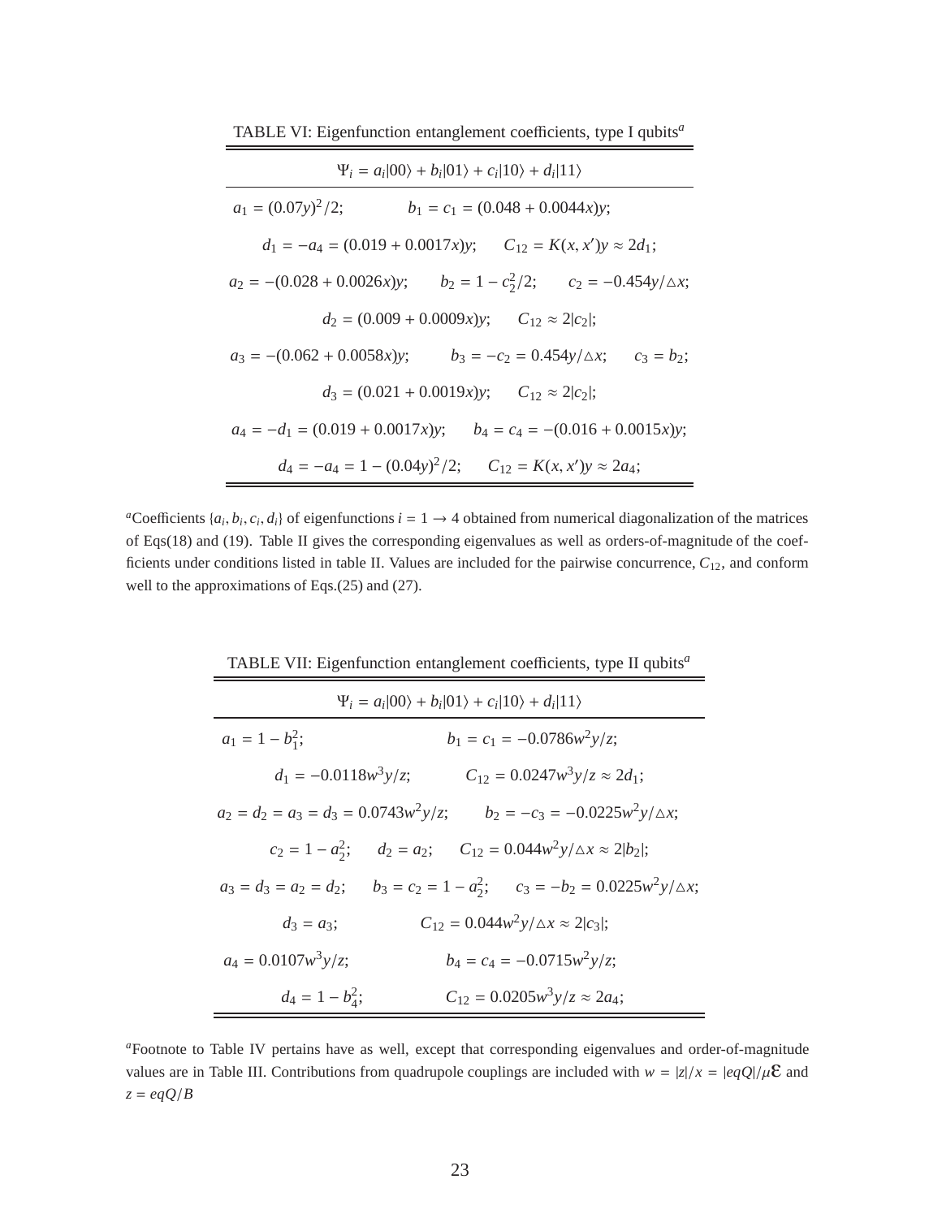TABLE VI: Eigenfunction entanglement coefficients, type I qubits[a]

| $\Psi_i = a_i\|00\rangle + b_i\|01\rangle + c_i\|10\rangle + d_i\|11\rangle$ |
|---|
| $a_1 = (0.07y)^2/2$; $b_1 = c_1 = (0.048 + 0.0044x)y$; |
| $d_1 = -a_4 = (0.019 + 0.0017x)y$; $C_{12} = K(x, x')y \approx 2d_1$; |
| $a_2 = -(0.028 + 0.0026x)y$; $b_2 = 1 - c_2^2/2$; $c_2 = -0.454y/\triangle x$; |
| $d_2 = (0.009 + 0.0009x)y$; $C_{12} \approx 2\|c_2\|$; |
| $a_3 = -(0.062 + 0.0058x)y$; $b_3 = -c_2 = 0.454y/\triangle x$; $c_3 = b_2$; |
| $d_3 = (0.021 + 0.0019x)y$; $C_{12} \approx 2\|c_2\|$; |
| $a_4 = -d_1 = (0.019 + 0.0017x)y$; $b_4 = c_4 = -(0.016 + 0.0015x)y$; |
| $d_4 = -a_4 = 1 - (0.04y)^2/2$; $C_{12} = K(x, x')y \approx 2a_4$; |

[a]Coefficients $\{a_i, b_i, c_i, d_i\}$ of eigenfunctions $i = 1 \rightarrow 4$ obtained from numerical diagonalization of the matrices of Eqs(18) and (19). Table II gives the corresponding eigenvalues as well as orders-of-magnitude of the coefficients under conditions listed in table II. Values are included for the pairwise concurrence, $C_{12}$, and conform well to the approximations of Eqs.(25) and (27).

TABLE VII: Eigenfunction entanglement coefficients, type II qubits[a]

| $\Psi_i = a_i\|00\rangle + b_i\|01\rangle + c_i\|10\rangle + d_i\|11\rangle$ |
|---|
| $a_1 = 1 - b_1^2$; $b_1 = c_1 = -0.0786w^2y/z$; |
| $d_1 = -0.0118w^3y/z$; $C_{12} = 0.0247w^3y/z \approx 2d_1$; |
| $a_2 = d_2 = a_3 = d_3 = 0.0743w^2y/z$; $b_2 = -c_3 = -0.0225w^2y/\triangle x$; |
| $c_2 = 1 - a_2^2$; $d_2 = a_2$; $C_{12} = 0.044w^2y/\triangle x \approx 2\|b_2\|$; |
| $a_3 = d_3 = a_2 = d_2$; $b_3 = c_2 = 1 - a_2^2$; $c_3 = -b_2 = 0.0225w^2y/\triangle x$; |
| $d_3 = a_3$; $C_{12} = 0.044w^2y/\triangle x \approx 2\|c_3\|$; |
| $a_4 = 0.0107w^3y/z$; $b_4 = c_4 = -0.0715w^2y/z$; |
| $d_4 = 1 - b_4^2$; $C_{12} = 0.0205w^3y/z \approx 2a_4$; |

[a]Footnote to Table IV pertains have as well, except that corresponding eigenvalues and order-of-magnitude values are in Table III. Contributions from quadrupole couplings are included with $w = |z|/x = |eqQ|/\mu\mathcal{E}$ and $z = eqQ/B$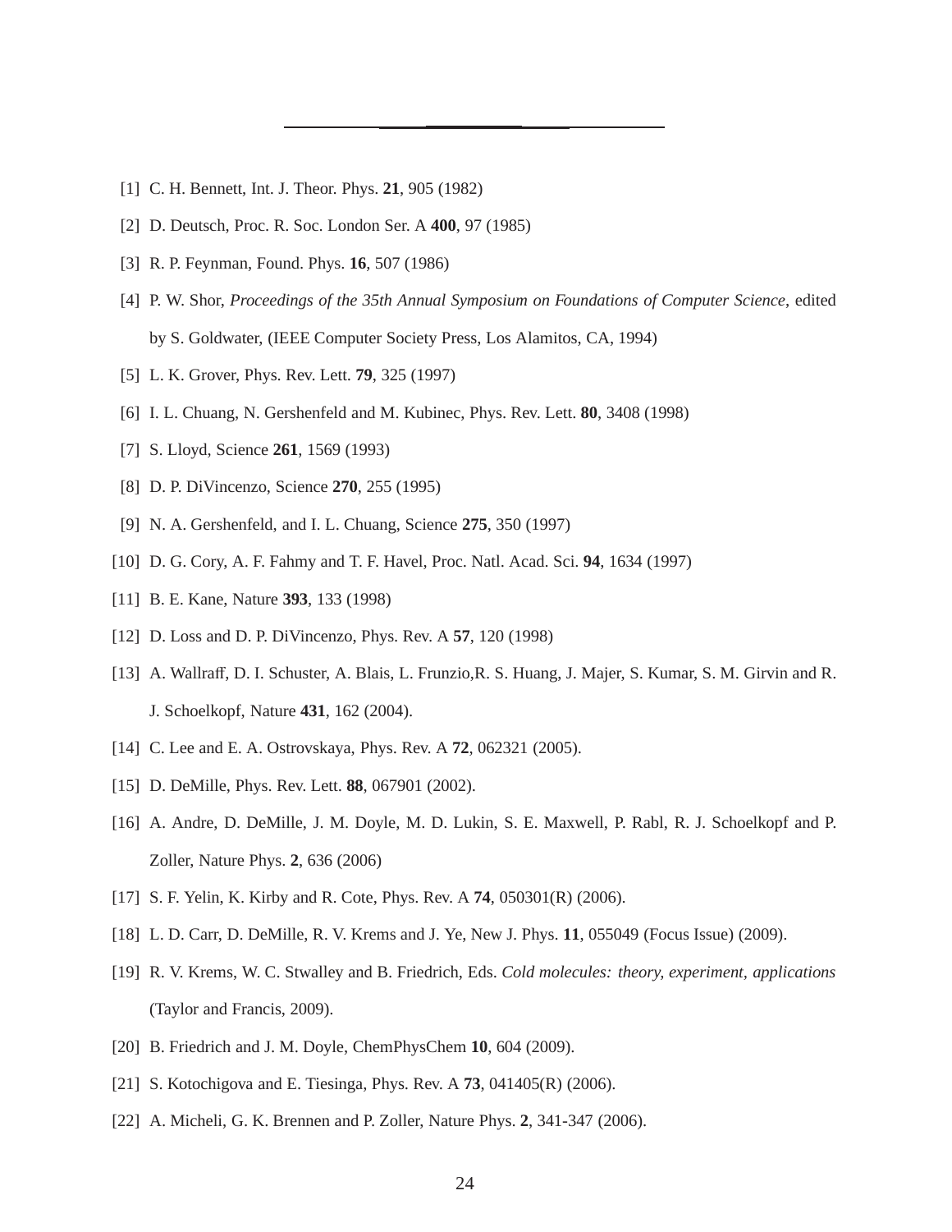[1] C. H. Bennett, Int. J. Theor. Phys. **21**, 905 (1982)

[2] D. Deutsch, Proc. R. Soc. London Ser. A **400**, 97 (1985)

[3] R. P. Feynman, Found. Phys. **16**, 507 (1986)

[4] P. W. Shor, *Proceedings of the 35th Annual Symposium on Foundations of Computer Science*, edited by S. Goldwater, (IEEE Computer Society Press, Los Alamitos, CA, 1994)

[5] L. K. Grover, Phys. Rev. Lett. **79**, 325 (1997)

[6] I. L. Chuang, N. Gershenfeld and M. Kubinec, Phys. Rev. Lett. **80**, 3408 (1998)

[7] S. Lloyd, Science **261**, 1569 (1993)

[8] D. P. DiVincenzo, Science **270**, 255 (1995)

[9] N. A. Gershenfeld, and I. L. Chuang, Science **275**, 350 (1997)

[10] D. G. Cory, A. F. Fahmy and T. F. Havel, Proc. Natl. Acad. Sci. **94**, 1634 (1997)

[11] B. E. Kane, Nature **393**, 133 (1998)

[12] D. Loss and D. P. DiVincenzo, Phys. Rev. A **57**, 120 (1998)

[13] A. Wallraff, D. I. Schuster, A. Blais, L. Frunzio,R. S. Huang, J. Majer, S. Kumar, S. M. Girvin and R. J. Schoelkopf, Nature **431**, 162 (2004).

[14] C. Lee and E. A. Ostrovskaya, Phys. Rev. A **72**, 062321 (2005).

[15] D. DeMille, Phys. Rev. Lett. **88**, 067901 (2002).

[16] A. Andre, D. DeMille, J. M. Doyle, M. D. Lukin, S. E. Maxwell, P. Rabl, R. J. Schoelkopf and P. Zoller, Nature Phys. **2**, 636 (2006)

[17] S. F. Yelin, K. Kirby and R. Cote, Phys. Rev. A **74**, 050301(R) (2006).

[18] L. D. Carr, D. DeMille, R. V. Krems and J. Ye, New J. Phys. **11**, 055049 (Focus Issue) (2009).

[19] R. V. Krems, W. C. Stwalley and B. Friedrich, Eds. *Cold molecules: theory, experiment, applications* (Taylor and Francis, 2009).

[20] B. Friedrich and J. M. Doyle, ChemPhysChem **10**, 604 (2009).

[21] S. Kotochigova and E. Tiesinga, Phys. Rev. A **73**, 041405(R) (2006).

[22] A. Micheli, G. K. Brennen and P. Zoller, Nature Phys. **2**, 341-347 (2006).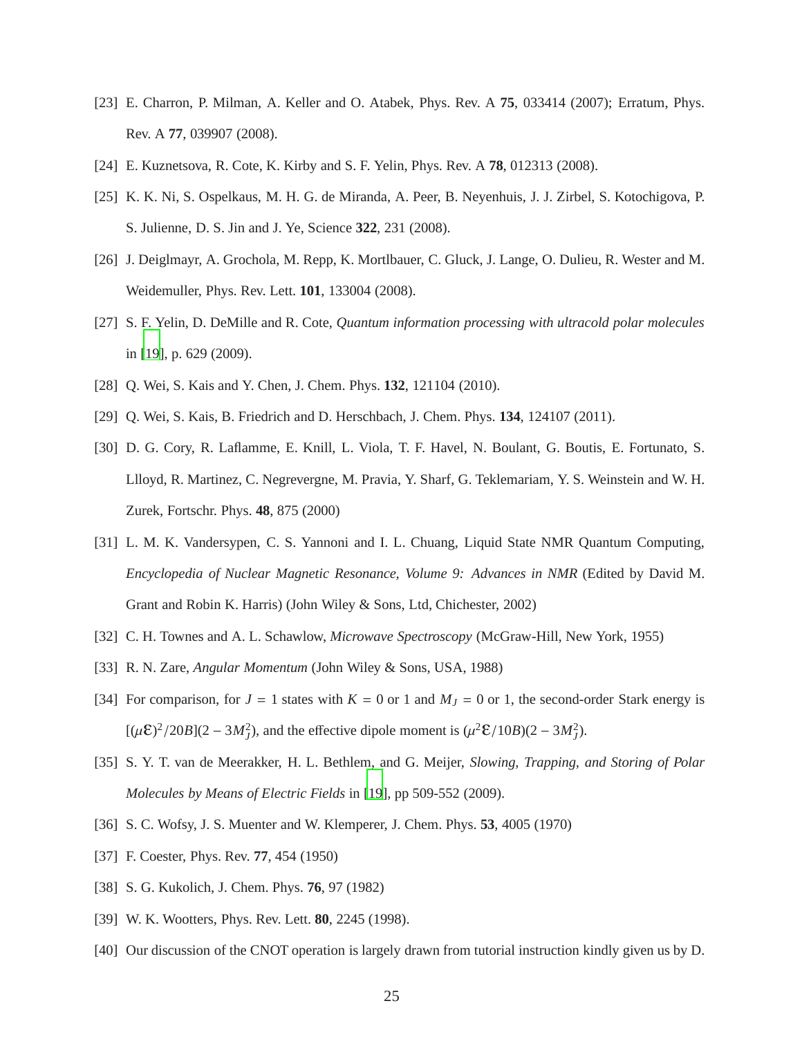[23] E. Charron, P. Milman, A. Keller and O. Atabek, Phys. Rev. A **75**, 033414 (2007); Erratum, Phys. Rev. A **77**, 039907 (2008).

[24] E. Kuznetsova, R. Cote, K. Kirby and S. F. Yelin, Phys. Rev. A **78**, 012313 (2008).

[25] K. K. Ni, S. Ospelkaus, M. H. G. de Miranda, A. Peer, B. Neyenhuis, J. J. Zirbel, S. Kotochigova, P. S. Julienne, D. S. Jin and J. Ye, Science **322**, 231 (2008).

[26] J. Deiglmayr, A. Grochola, M. Repp, K. Mortlbauer, C. Gluck, J. Lange, O. Dulieu, R. Wester and M. Weidemuller, Phys. Rev. Lett. **101**, 133004 (2008).

[27] S. F. Yelin, D. DeMille and R. Cote, *Quantum information processing with ultracold polar molecules* in [19], p. 629 (2009).

[28] Q. Wei, S. Kais and Y. Chen, J. Chem. Phys. **132**, 121104 (2010).

[29] Q. Wei, S. Kais, B. Friedrich and D. Herschbach, J. Chem. Phys. **134**, 124107 (2011).

[30] D. G. Cory, R. Laflamme, E. Knill, L. Viola, T. F. Havel, N. Boulant, G. Boutis, E. Fortunato, S. Llloyd, R. Martinez, C. Negrevergne, M. Pravia, Y. Sharf, G. Teklemariam, Y. S. Weinstein and W. H. Zurek, Fortschr. Phys. **48**, 875 (2000)

[31] L. M. K. Vandersypen, C. S. Yannoni and I. L. Chuang, Liquid State NMR Quantum Computing, *Encyclopedia of Nuclear Magnetic Resonance, Volume 9: Advances in NMR* (Edited by David M. Grant and Robin K. Harris) (John Wiley & Sons, Ltd, Chichester, 2002)

[32] C. H. Townes and A. L. Schawlow, *Microwave Spectroscopy* (McGraw-Hill, New York, 1955)

[33] R. N. Zare, *Angular Momentum* (John Wiley & Sons, USA, 1988)

[34] For comparison, for $J = 1$ states with $K = 0$ or 1 and $M_J = 0$ or 1, the second-order Stark energy is $[(\mu\mathcal{E})^2/20B](2 - 3M_J^2)$, and the effective dipole moment is $(\mu^2\mathcal{E}/10B)(2 - 3M_J^2)$.

[35] S. Y. T. van de Meerakker, H. L. Bethlem, and G. Meijer, *Slowing, Trapping, and Storing of Polar Molecules by Means of Electric Fields* in [19], pp 509-552 (2009).

[36] S. C. Wofsy, J. S. Muenter and W. Klemperer, J. Chem. Phys. **53**, 4005 (1970)

[37] F. Coester, Phys. Rev. **77**, 454 (1950)

[38] S. G. Kukolich, J. Chem. Phys. **76**, 97 (1982)

[39] W. K. Wootters, Phys. Rev. Lett. **80**, 2245 (1998).

[40] Our discussion of the CNOT operation is largely drawn from tutorial instruction kindly given us by D.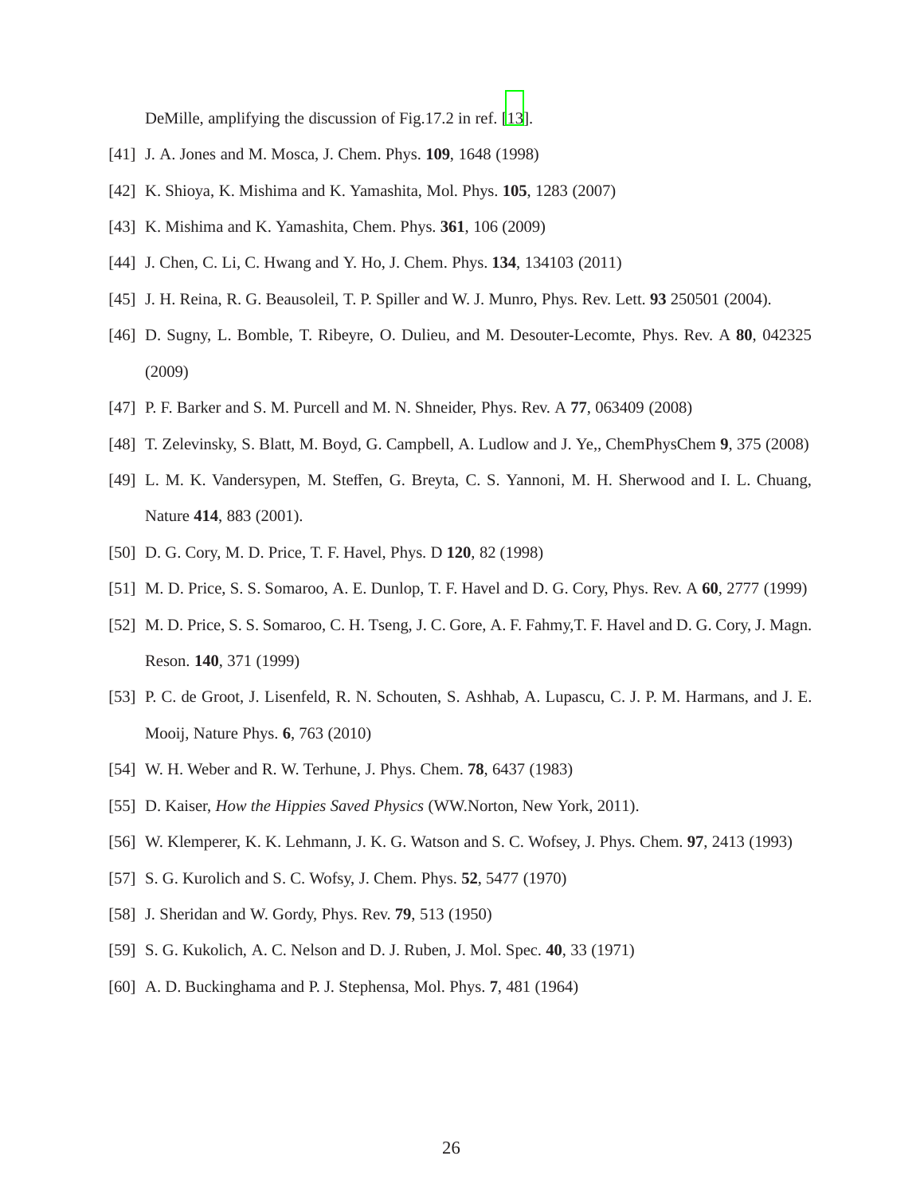DeMille, amplifying the discussion of Fig.17.2 in ref. [13].

[41] J. A. Jones and M. Mosca, J. Chem. Phys. **109**, 1648 (1998)

[42] K. Shioya, K. Mishima and K. Yamashita, Mol. Phys. **105**, 1283 (2007)

[43] K. Mishima and K. Yamashita, Chem. Phys. **361**, 106 (2009)

[44] J. Chen, C. Li, C. Hwang and Y. Ho, J. Chem. Phys. **134**, 134103 (2011)

[45] J. H. Reina, R. G. Beausoleil, T. P. Spiller and W. J. Munro, Phys. Rev. Lett. **93** 250501 (2004).

[46] D. Sugny, L. Bomble, T. Ribeyre, O. Dulieu, and M. Desouter-Lecomte, Phys. Rev. A **80**, 042325 (2009)

[47] P. F. Barker and S. M. Purcell and M. N. Shneider, Phys. Rev. A **77**, 063409 (2008)

[48] T. Zelevinsky, S. Blatt, M. Boyd, G. Campbell, A. Ludlow and J. Ye,, ChemPhysChem **9**, 375 (2008)

[49] L. M. K. Vandersypen, M. Steffen, G. Breyta, C. S. Yannoni, M. H. Sherwood and I. L. Chuang, Nature **414**, 883 (2001).

[50] D. G. Cory, M. D. Price, T. F. Havel, Phys. D **120**, 82 (1998)

[51] M. D. Price, S. S. Somaroo, A. E. Dunlop, T. F. Havel and D. G. Cory, Phys. Rev. A **60**, 2777 (1999)

[52] M. D. Price, S. S. Somaroo, C. H. Tseng, J. C. Gore, A. F. Fahmy,T. F. Havel and D. G. Cory, J. Magn. Reson. **140**, 371 (1999)

[53] P. C. de Groot, J. Lisenfeld, R. N. Schouten, S. Ashhab, A. Lupascu, C. J. P. M. Harmans, and J. E. Mooij, Nature Phys. **6**, 763 (2010)

[54] W. H. Weber and R. W. Terhune, J. Phys. Chem. **78**, 6437 (1983)

[55] D. Kaiser, *How the Hippies Saved Physics* (WW.Norton, New York, 2011).

[56] W. Klemperer, K. K. Lehmann, J. K. G. Watson and S. C. Wofsey, J. Phys. Chem. **97**, 2413 (1993)

[57] S. G. Kurolich and S. C. Wofsy, J. Chem. Phys. **52**, 5477 (1970)

[58] J. Sheridan and W. Gordy, Phys. Rev. **79**, 513 (1950)

[59] S. G. Kukolich, A. C. Nelson and D. J. Ruben, J. Mol. Spec. **40**, 33 (1971)

[60] A. D. Buckinghama and P. J. Stephensa, Mol. Phys. **7**, 481 (1964)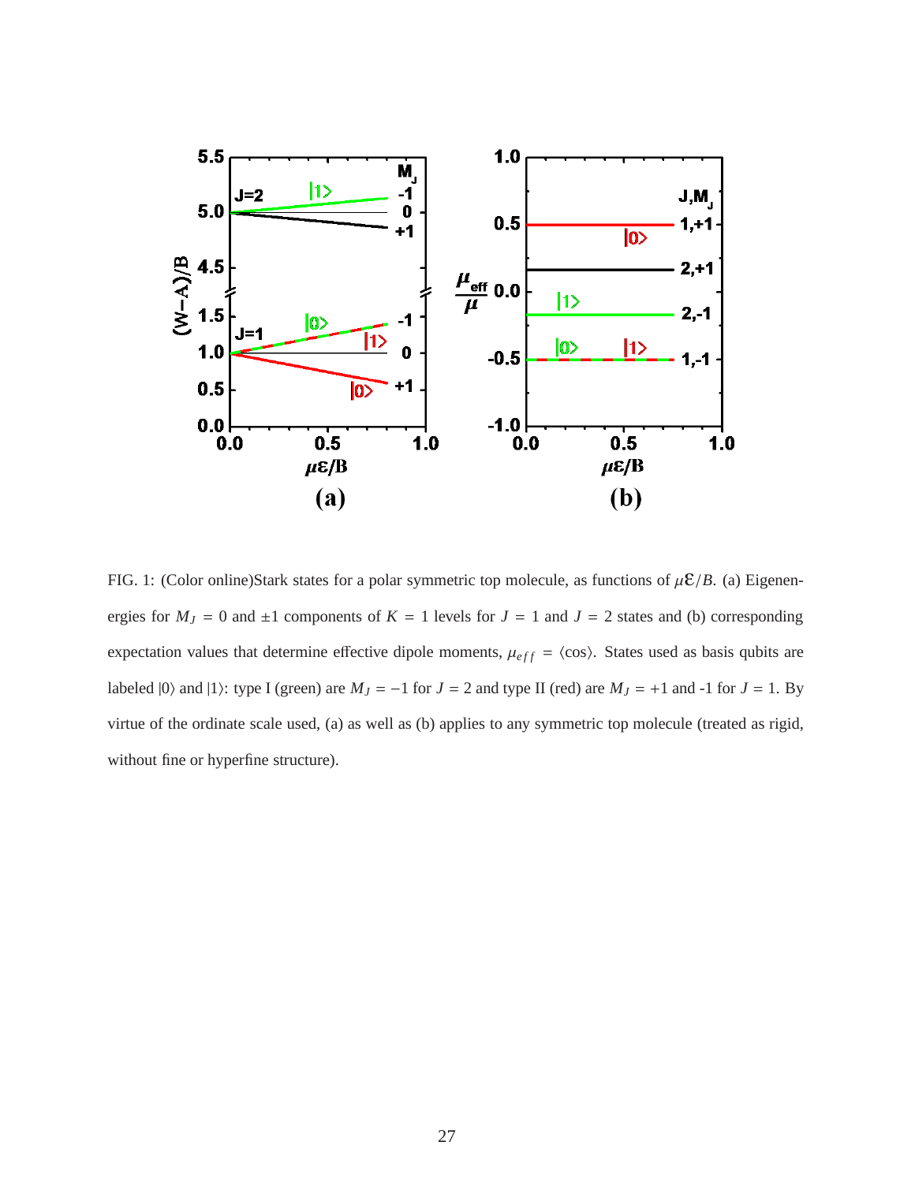FIG. 1: (Color online)Stark states for a polar symmetric top molecule, as functions of $\mu\mathcal{E}/B$. (a) Eigenenergies for $M_J = 0$ and $\pm 1$ components of $K = 1$ levels for $J = 1$ and $J = 2$ states and (b) corresponding expectation values that determine effective dipole moments, $\mu_{eff} = \langle \cos \rangle$. States used as basis qubits are labeled $|0\rangle$ and $|1\rangle$: type I (green) are $M_J = -1$ for $J = 2$ and type II (red) are $M_J = +1$ and -1 for $J = 1$. By virtue of the ordinate scale used, (a) as well as (b) applies to any symmetric top molecule (treated as rigid, without fine or hyperfine structure).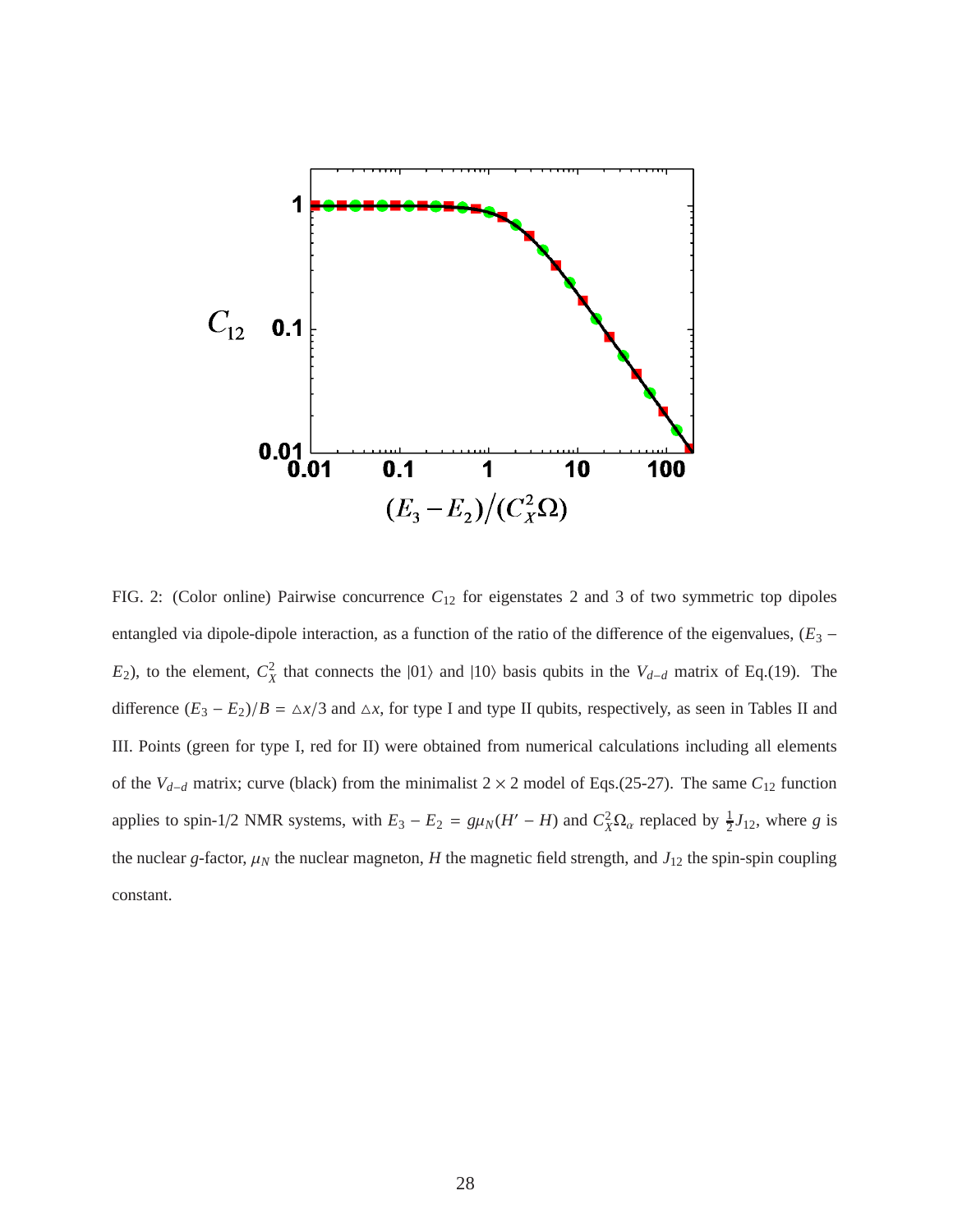FIG. 2: (Color online) Pairwise concurrence $C_{12}$ for eigenstates 2 and 3 of two symmetric top dipoles entangled via dipole-dipole interaction, as a function of the ratio of the difference of the eigenvalues, $(E_3 - E_2)$, to the element, $C_X^2$ that connects the $|01\rangle$ and $|10\rangle$ basis qubits in the $V_{d-d}$ matrix of Eq.(19). The difference $(E_3 - E_2)/B = \triangle x/3$ and $\triangle x$, for type I and type II qubits, respectively, as seen in Tables II and III. Points (green for type I, red for II) were obtained from numerical calculations including all elements of the $V_{d-d}$ matrix; curve (black) from the minimalist $2 \times 2$ model of Eqs.(25-27). The same $C_{12}$ function applies to spin-1/2 NMR systems, with $E_3 - E_2 = g\mu_N(H' - H)$ and $C_X^2\Omega_\alpha$ replaced by $\frac{1}{2}J_{12}$, where $g$ is the nuclear $g$-factor, $\mu_N$ the nuclear magneton, $H$ the magnetic field strength, and $J_{12}$ the spin-spin coupling constant.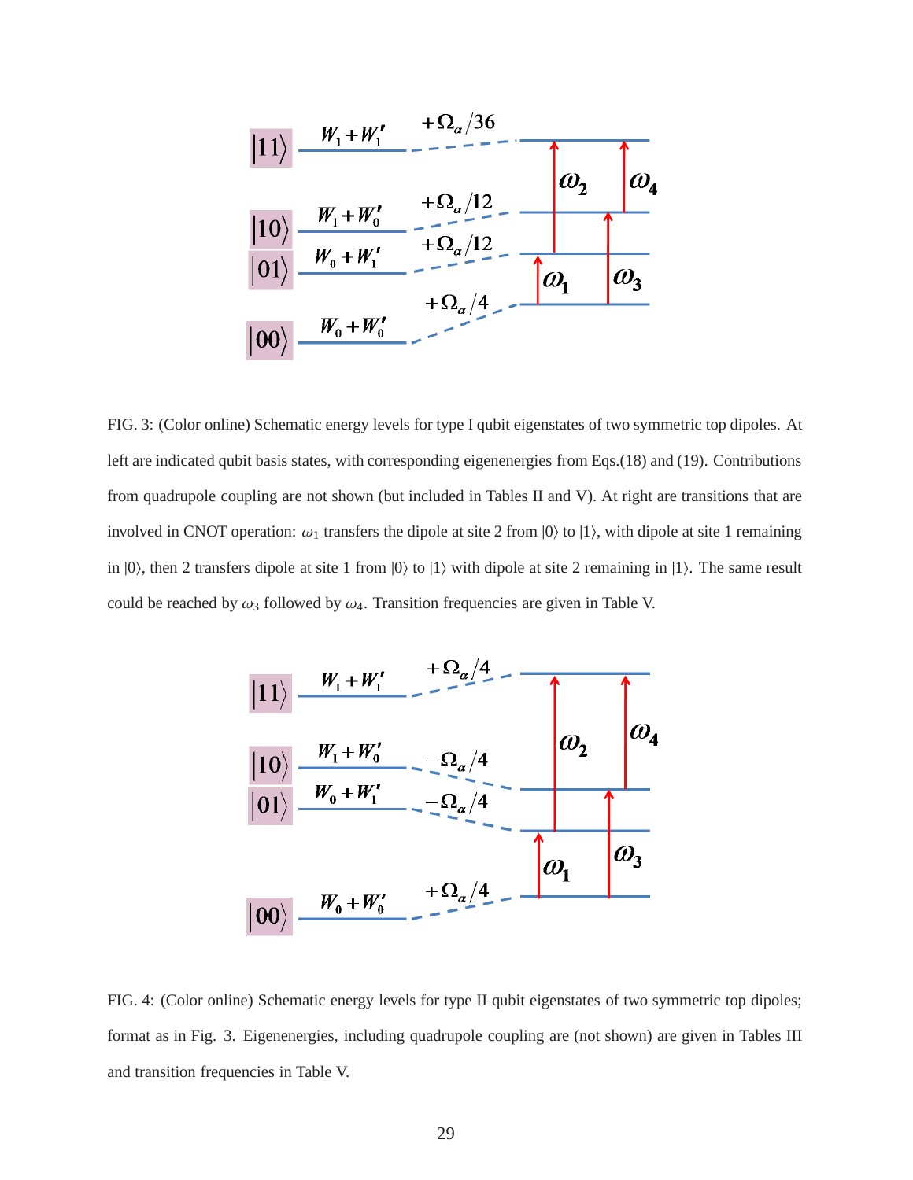$|11\rangle$ $W_1 + W_1'$ $+\Omega_\alpha/36$

$|10\rangle$ $W_1 + W_0'$ $+\Omega_\alpha/12$

$|01\rangle$ $W_0 + W_1'$ $+\Omega_\alpha/12$

$|00\rangle$ $W_0 + W_0'$ $+\Omega_\alpha/4$

$\omega_1$ $\omega_2$ $\omega_3$ $\omega_4$

FIG. 3: (Color online) Schematic energy levels for type I qubit eigenstates of two symmetric top dipoles. At left are indicated qubit basis states, with corresponding eigenenergies from Eqs.(18) and (19). Contributions from quadrupole coupling are not shown (but included in Tables II and V). At right are transitions that are involved in CNOT operation: $\omega_1$ transfers the dipole at site 2 from $|0\rangle$ to $|1\rangle$, with dipole at site 1 remaining in $|0\rangle$, then 2 transfers dipole at site 1 from $|0\rangle$ to $|1\rangle$ with dipole at site 2 remaining in $|1\rangle$. The same result could be reached by $\omega_3$ followed by $\omega_4$. Transition frequencies are given in Table V.

$|11\rangle$ $W_1 + W_1'$ $+\Omega_\alpha/4$

$|10\rangle$ $W_1 + W_0'$ $-\Omega_\alpha/4$

$|01\rangle$ $W_0 + W_1'$ $-\Omega_\alpha/4$

$|00\rangle$ $W_0 + W_0'$ $+\Omega_\alpha/4$

$\omega_1$ $\omega_2$ $\omega_3$ $\omega_4$

FIG. 4: (Color online) Schematic energy levels for type II qubit eigenstates of two symmetric top dipoles; format as in Fig. 3. Eigenenergies, including quadrupole coupling are (not shown) are given in Tables III and transition frequencies in Table V.